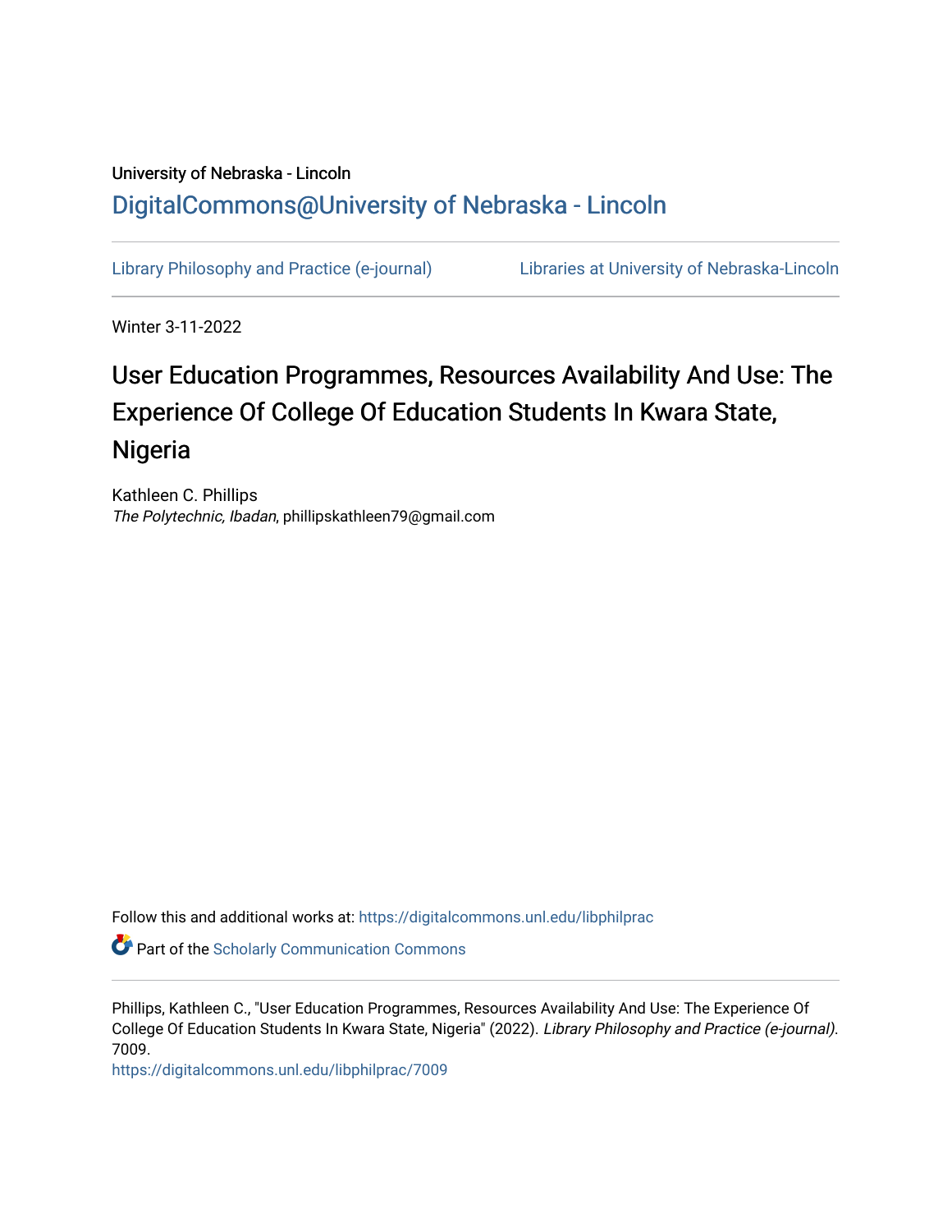University of Nebraska - Lincoln

## DigitalCommons@University of Nebraska - Lincoln

Library Philosophy and Practice (e-journal) | Libraries at University of Nebraska-Lincoln

Winter 3-11-2022

# User Education Programmes, Resources Availability And Use: The Experience Of College Of Education Students In Kwara State, Nigeria

Kathleen C. Phillips
*The Polytechnic, Ibadan*, phillipskathleen79@gmail.com

Follow this and additional works at: https://digitalcommons.unl.edu/libphilprac

Part of the Scholarly Communication Commons

Phillips, Kathleen C., "User Education Programmes, Resources Availability And Use: The Experience Of College Of Education Students In Kwara State, Nigeria" (2022). *Library Philosophy and Practice (e-journal)*. 7009.
https://digitalcommons.unl.edu/libphilprac/7009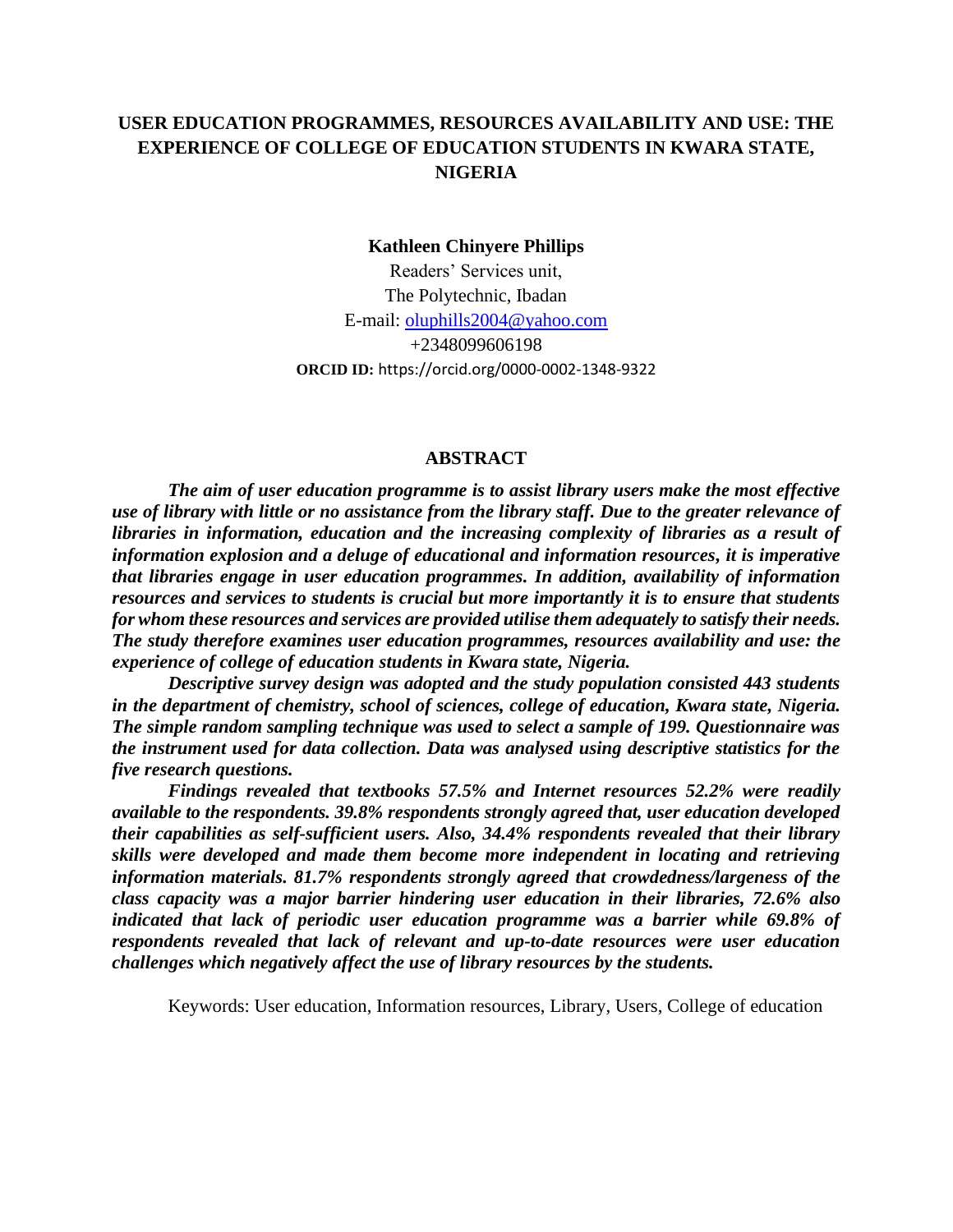# USER EDUCATION PROGRAMMES, RESOURCES AVAILABILITY AND USE: THE EXPERIENCE OF COLLEGE OF EDUCATION STUDENTS IN KWARA STATE, NIGERIA

**Kathleen Chinyere Phillips**

Readers' Services unit,
The Polytechnic, Ibadan
E-mail: oluphills2004@yahoo.com
+2348099606198
**ORCID ID:** https://orcid.org/0000-0002-1348-9322

## ABSTRACT

***The aim of user education programme is to assist library users make the most effective use of library with little or no assistance from the library staff. Due to the greater relevance of libraries in information, education and the increasing complexity of libraries as a result of information explosion and a deluge of educational and information resources, it is imperative that libraries engage in user education programmes. In addition, availability of information resources and services to students is crucial but more importantly it is to ensure that students for whom these resources and services are provided utilise them adequately to satisfy their needs. The study therefore examines user education programmes, resources availability and use: the experience of college of education students in Kwara state, Nigeria.***

***Descriptive survey design was adopted and the study population consisted 443 students in the department of chemistry, school of sciences, college of education, Kwara state, Nigeria. The simple random sampling technique was used to select a sample of 199. Questionnaire was the instrument used for data collection. Data was analysed using descriptive statistics for the five research questions.***

***Findings revealed that textbooks 57.5% and Internet resources 52.2% were readily available to the respondents. 39.8% respondents strongly agreed that, user education developed their capabilities as self-sufficient users. Also, 34.4% respondents revealed that their library skills were developed and made them become more independent in locating and retrieving information materials. 81.7% respondents strongly agreed that crowdedness/largeness of the class capacity was a major barrier hindering user education in their libraries, 72.6% also indicated that lack of periodic user education programme was a barrier while 69.8% of respondents revealed that lack of relevant and up-to-date resources were user education challenges which negatively affect the use of library resources by the students.***

Keywords: User education, Information resources, Library, Users, College of education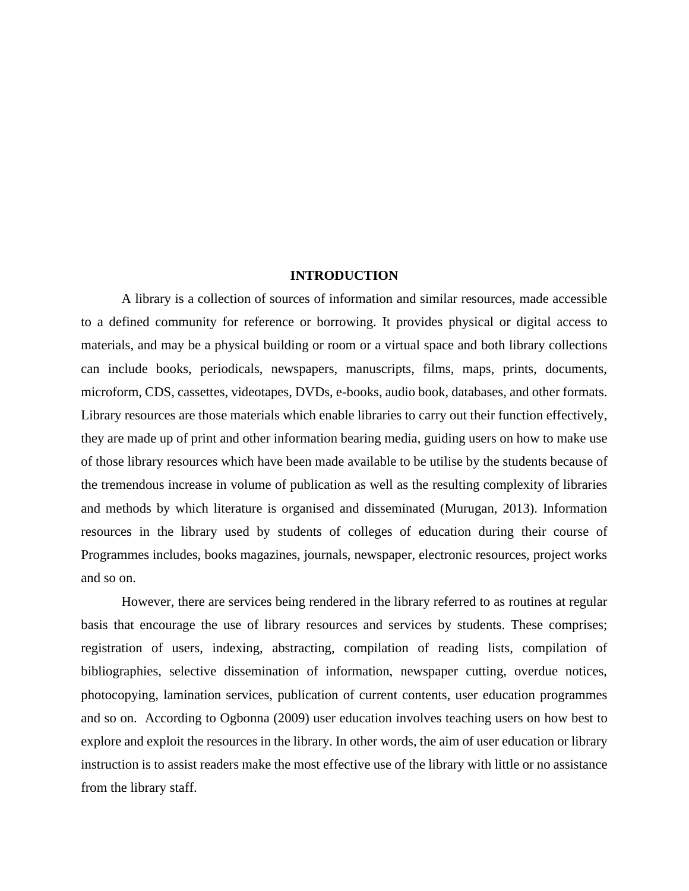# INTRODUCTION

A library is a collection of sources of information and similar resources, made accessible to a defined community for reference or borrowing. It provides physical or digital access to materials, and may be a physical building or room or a virtual space and both library collections can include books, periodicals, newspapers, manuscripts, films, maps, prints, documents, microform, CDS, cassettes, videotapes, DVDs, e-books, audio book, databases, and other formats. Library resources are those materials which enable libraries to carry out their function effectively, they are made up of print and other information bearing media, guiding users on how to make use of those library resources which have been made available to be utilise by the students because of the tremendous increase in volume of publication as well as the resulting complexity of libraries and methods by which literature is organised and disseminated (Murugan, 2013). Information resources in the library used by students of colleges of education during their course of Programmes includes, books magazines, journals, newspaper, electronic resources, project works and so on.

However, there are services being rendered in the library referred to as routines at regular basis that encourage the use of library resources and services by students. These comprises; registration of users, indexing, abstracting, compilation of reading lists, compilation of bibliographies, selective dissemination of information, newspaper cutting, overdue notices, photocopying, lamination services, publication of current contents, user education programmes and so on. According to Ogbonna (2009) user education involves teaching users on how best to explore and exploit the resources in the library. In other words, the aim of user education or library instruction is to assist readers make the most effective use of the library with little or no assistance from the library staff.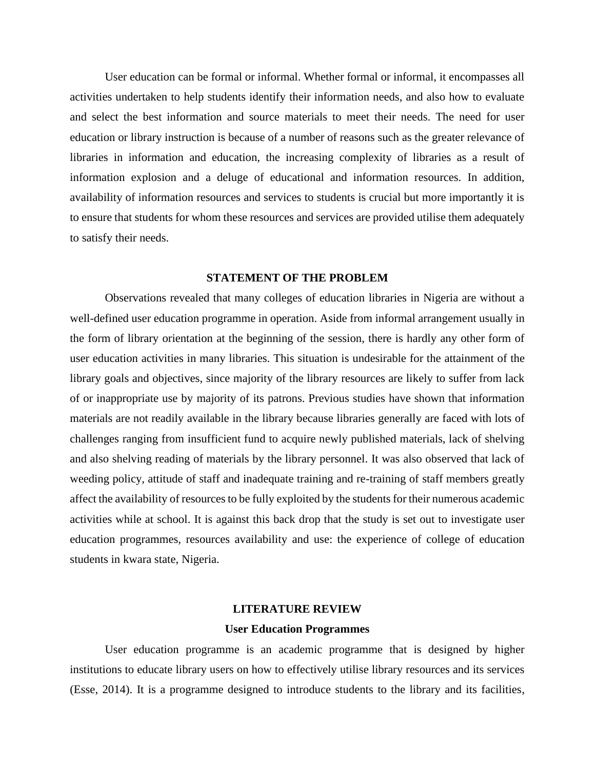User education can be formal or informal. Whether formal or informal, it encompasses all activities undertaken to help students identify their information needs, and also how to evaluate and select the best information and source materials to meet their needs. The need for user education or library instruction is because of a number of reasons such as the greater relevance of libraries in information and education, the increasing complexity of libraries as a result of information explosion and a deluge of educational and information resources. In addition, availability of information resources and services to students is crucial but more importantly it is to ensure that students for whom these resources and services are provided utilise them adequately to satisfy their needs.

## STATEMENT OF THE PROBLEM

Observations revealed that many colleges of education libraries in Nigeria are without a well-defined user education programme in operation. Aside from informal arrangement usually in the form of library orientation at the beginning of the session, there is hardly any other form of user education activities in many libraries. This situation is undesirable for the attainment of the library goals and objectives, since majority of the library resources are likely to suffer from lack of or inappropriate use by majority of its patrons. Previous studies have shown that information materials are not readily available in the library because libraries generally are faced with lots of challenges ranging from insufficient fund to acquire newly published materials, lack of shelving and also shelving reading of materials by the library personnel. It was also observed that lack of weeding policy, attitude of staff and inadequate training and re-training of staff members greatly affect the availability of resources to be fully exploited by the students for their numerous academic activities while at school. It is against this back drop that the study is set out to investigate user education programmes, resources availability and use: the experience of college of education students in kwara state, Nigeria.

## LITERATURE REVIEW

### User Education Programmes

User education programme is an academic programme that is designed by higher institutions to educate library users on how to effectively utilise library resources and its services (Esse, 2014). It is a programme designed to introduce students to the library and its facilities,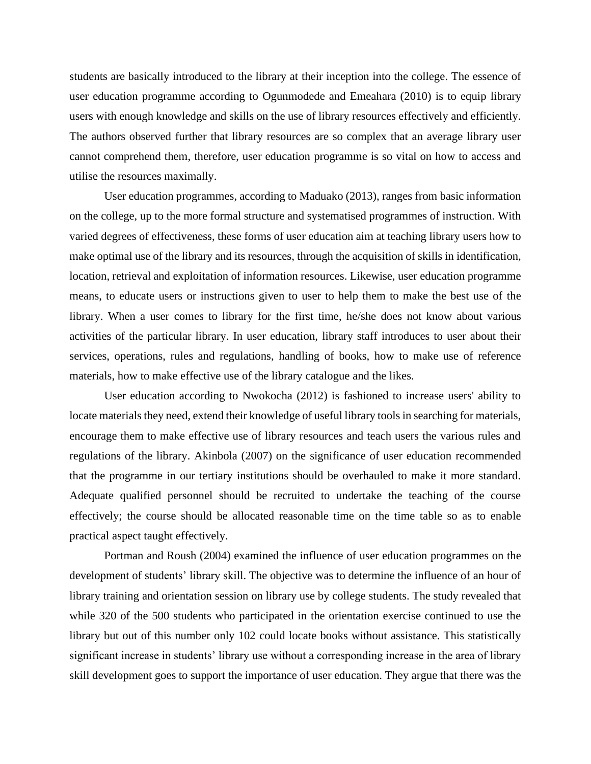students are basically introduced to the library at their inception into the college. The essence of user education programme according to Ogunmodede and Emeahara (2010) is to equip library users with enough knowledge and skills on the use of library resources effectively and efficiently. The authors observed further that library resources are so complex that an average library user cannot comprehend them, therefore, user education programme is so vital on how to access and utilise the resources maximally.

User education programmes, according to Maduako (2013), ranges from basic information on the college, up to the more formal structure and systematised programmes of instruction. With varied degrees of effectiveness, these forms of user education aim at teaching library users how to make optimal use of the library and its resources, through the acquisition of skills in identification, location, retrieval and exploitation of information resources. Likewise, user education programme means, to educate users or instructions given to user to help them to make the best use of the library. When a user comes to library for the first time, he/she does not know about various activities of the particular library. In user education, library staff introduces to user about their services, operations, rules and regulations, handling of books, how to make use of reference materials, how to make effective use of the library catalogue and the likes.

User education according to Nwokocha (2012) is fashioned to increase users' ability to locate materials they need, extend their knowledge of useful library tools in searching for materials, encourage them to make effective use of library resources and teach users the various rules and regulations of the library. Akinbola (2007) on the significance of user education recommended that the programme in our tertiary institutions should be overhauled to make it more standard. Adequate qualified personnel should be recruited to undertake the teaching of the course effectively; the course should be allocated reasonable time on the time table so as to enable practical aspect taught effectively.

Portman and Roush (2004) examined the influence of user education programmes on the development of students' library skill. The objective was to determine the influence of an hour of library training and orientation session on library use by college students. The study revealed that while 320 of the 500 students who participated in the orientation exercise continued to use the library but out of this number only 102 could locate books without assistance. This statistically significant increase in students' library use without a corresponding increase in the area of library skill development goes to support the importance of user education. They argue that there was the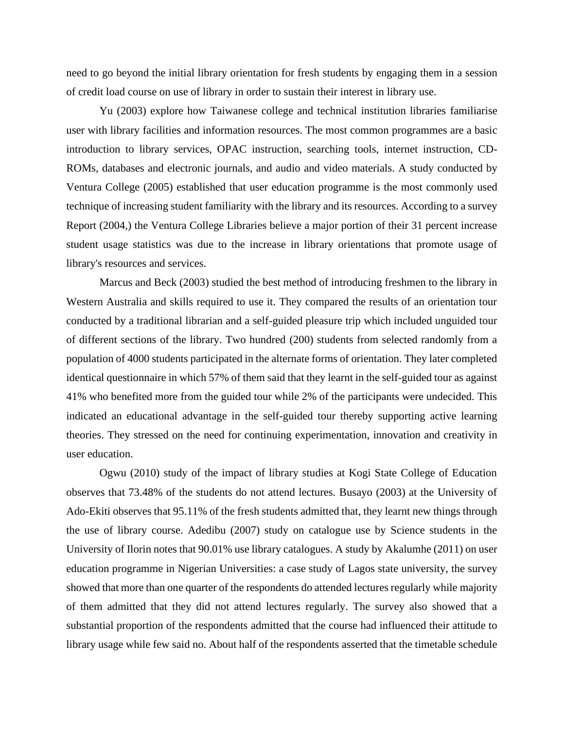need to go beyond the initial library orientation for fresh students by engaging them in a session of credit load course on use of library in order to sustain their interest in library use.

Yu (2003) explore how Taiwanese college and technical institution libraries familiarise user with library facilities and information resources. The most common programmes are a basic introduction to library services, OPAC instruction, searching tools, internet instruction, CD-ROMs, databases and electronic journals, and audio and video materials. A study conducted by Ventura College (2005) established that user education programme is the most commonly used technique of increasing student familiarity with the library and its resources. According to a survey Report (2004,) the Ventura College Libraries believe a major portion of their 31 percent increase student usage statistics was due to the increase in library orientations that promote usage of library's resources and services.

Marcus and Beck (2003) studied the best method of introducing freshmen to the library in Western Australia and skills required to use it. They compared the results of an orientation tour conducted by a traditional librarian and a self-guided pleasure trip which included unguided tour of different sections of the library. Two hundred (200) students from selected randomly from a population of 4000 students participated in the alternate forms of orientation. They later completed identical questionnaire in which 57% of them said that they learnt in the self-guided tour as against 41% who benefited more from the guided tour while 2% of the participants were undecided. This indicated an educational advantage in the self-guided tour thereby supporting active learning theories. They stressed on the need for continuing experimentation, innovation and creativity in user education.

Ogwu (2010) study of the impact of library studies at Kogi State College of Education observes that 73.48% of the students do not attend lectures. Busayo (2003) at the University of Ado-Ekiti observes that 95.11% of the fresh students admitted that, they learnt new things through the use of library course. Adedibu (2007) study on catalogue use by Science students in the University of Ilorin notes that 90.01% use library catalogues. A study by Akalumhe (2011) on user education programme in Nigerian Universities: a case study of Lagos state university, the survey showed that more than one quarter of the respondents do attended lectures regularly while majority of them admitted that they did not attend lectures regularly. The survey also showed that a substantial proportion of the respondents admitted that the course had influenced their attitude to library usage while few said no. About half of the respondents asserted that the timetable schedule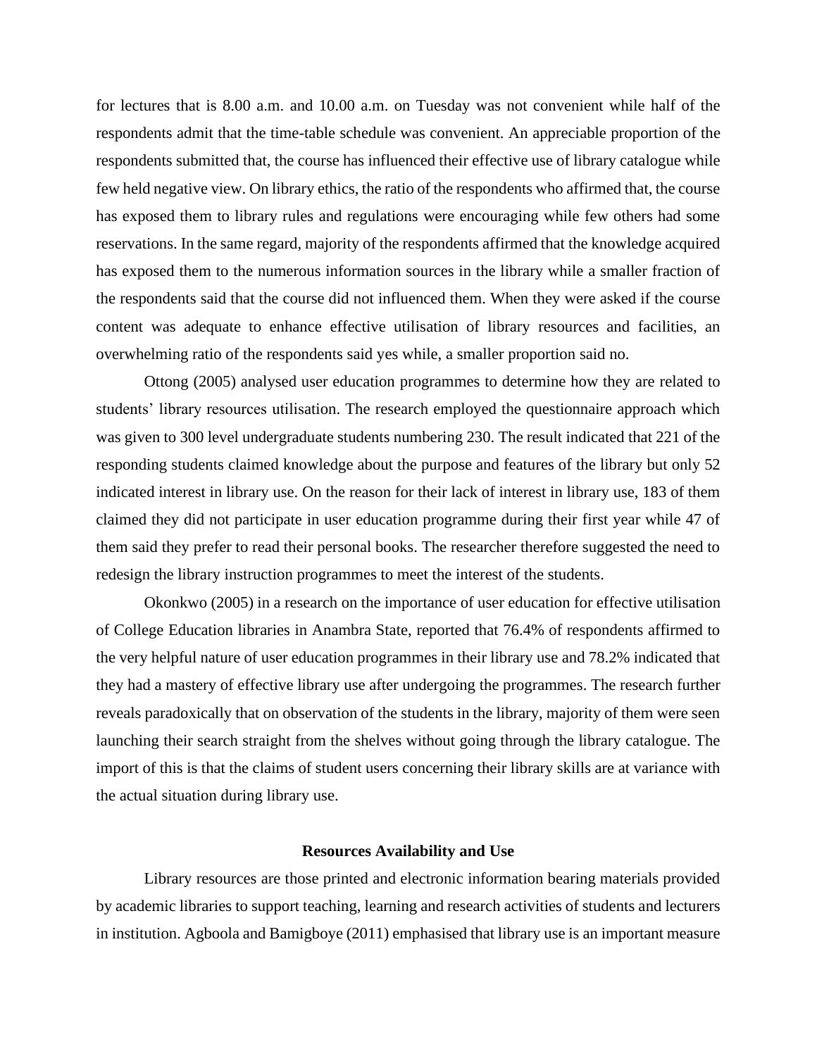for lectures that is 8.00 a.m. and 10.00 a.m. on Tuesday was not convenient while half of the respondents admit that the time-table schedule was convenient. An appreciable proportion of the respondents submitted that, the course has influenced their effective use of library catalogue while few held negative view. On library ethics, the ratio of the respondents who affirmed that, the course has exposed them to library rules and regulations were encouraging while few others had some reservations. In the same regard, majority of the respondents affirmed that the knowledge acquired has exposed them to the numerous information sources in the library while a smaller fraction of the respondents said that the course did not influenced them. When they were asked if the course content was adequate to enhance effective utilisation of library resources and facilities, an overwhelming ratio of the respondents said yes while, a smaller proportion said no.

Ottong (2005) analysed user education programmes to determine how they are related to students' library resources utilisation. The research employed the questionnaire approach which was given to 300 level undergraduate students numbering 230. The result indicated that 221 of the responding students claimed knowledge about the purpose and features of the library but only 52 indicated interest in library use. On the reason for their lack of interest in library use, 183 of them claimed they did not participate in user education programme during their first year while 47 of them said they prefer to read their personal books. The researcher therefore suggested the need to redesign the library instruction programmes to meet the interest of the students.

Okonkwo (2005) in a research on the importance of user education for effective utilisation of College Education libraries in Anambra State, reported that 76.4% of respondents affirmed to the very helpful nature of user education programmes in their library use and 78.2% indicated that they had a mastery of effective library use after undergoing the programmes. The research further reveals paradoxically that on observation of the students in the library, majority of them were seen launching their search straight from the shelves without going through the library catalogue. The import of this is that the claims of student users concerning their library skills are at variance with the actual situation during library use.

## Resources Availability and Use

Library resources are those printed and electronic information bearing materials provided by academic libraries to support teaching, learning and research activities of students and lecturers in institution. Agboola and Bamigboye (2011) emphasised that library use is an important measure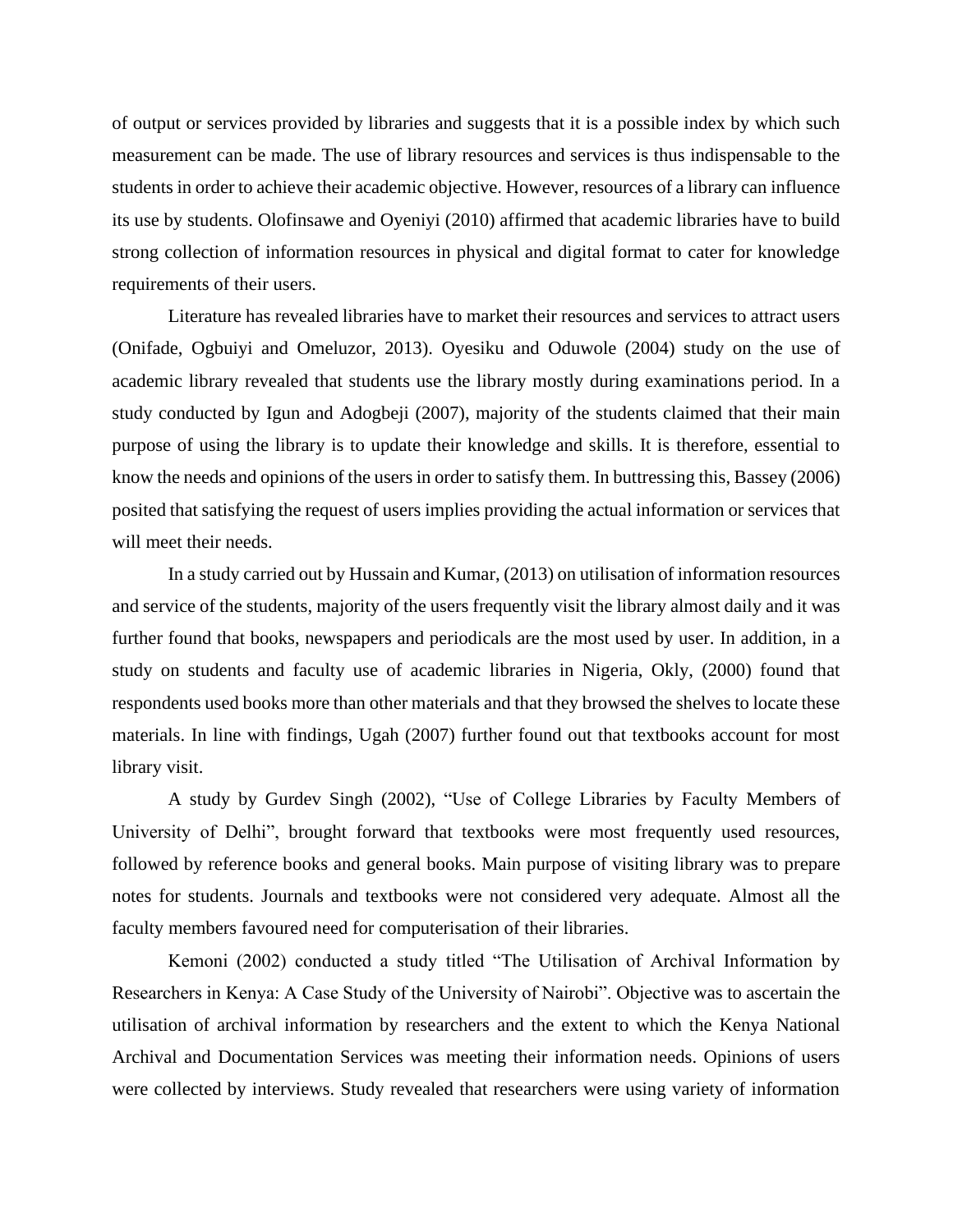of output or services provided by libraries and suggests that it is a possible index by which such measurement can be made. The use of library resources and services is thus indispensable to the students in order to achieve their academic objective. However, resources of a library can influence its use by students. Olofinsawe and Oyeniyi (2010) affirmed that academic libraries have to build strong collection of information resources in physical and digital format to cater for knowledge requirements of their users.

Literature has revealed libraries have to market their resources and services to attract users (Onifade, Ogbuiyi and Omeluzor, 2013). Oyesiku and Oduwole (2004) study on the use of academic library revealed that students use the library mostly during examinations period. In a study conducted by Igun and Adogbeji (2007), majority of the students claimed that their main purpose of using the library is to update their knowledge and skills. It is therefore, essential to know the needs and opinions of the users in order to satisfy them. In buttressing this, Bassey (2006) posited that satisfying the request of users implies providing the actual information or services that will meet their needs.

In a study carried out by Hussain and Kumar, (2013) on utilisation of information resources and service of the students, majority of the users frequently visit the library almost daily and it was further found that books, newspapers and periodicals are the most used by user. In addition, in a study on students and faculty use of academic libraries in Nigeria, Okly, (2000) found that respondents used books more than other materials and that they browsed the shelves to locate these materials. In line with findings, Ugah (2007) further found out that textbooks account for most library visit.

A study by Gurdev Singh (2002), "Use of College Libraries by Faculty Members of University of Delhi", brought forward that textbooks were most frequently used resources, followed by reference books and general books. Main purpose of visiting library was to prepare notes for students. Journals and textbooks were not considered very adequate. Almost all the faculty members favoured need for computerisation of their libraries.

Kemoni (2002) conducted a study titled "The Utilisation of Archival Information by Researchers in Kenya: A Case Study of the University of Nairobi". Objective was to ascertain the utilisation of archival information by researchers and the extent to which the Kenya National Archival and Documentation Services was meeting their information needs. Opinions of users were collected by interviews. Study revealed that researchers were using variety of information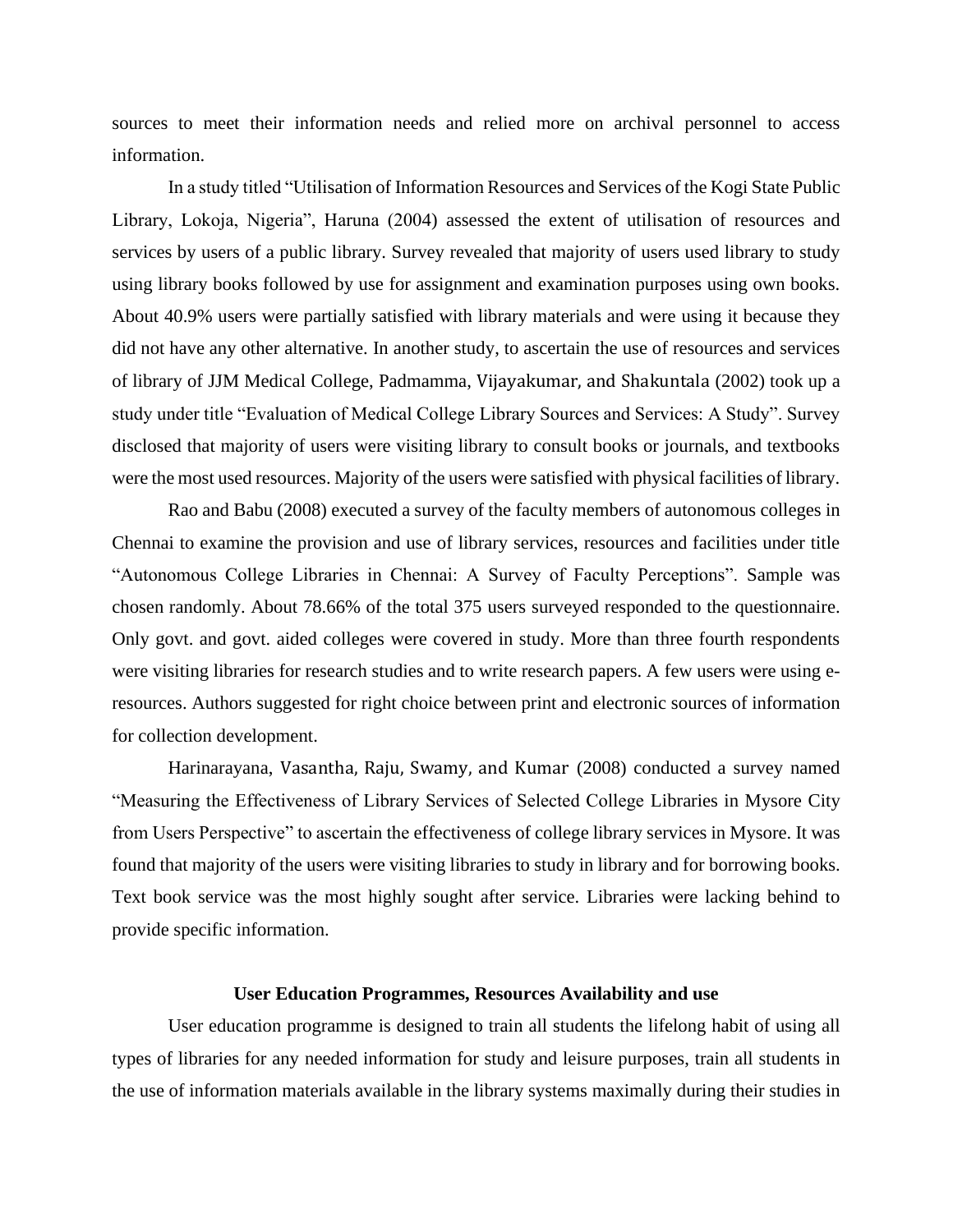sources to meet their information needs and relied more on archival personnel to access information.

In a study titled "Utilisation of Information Resources and Services of the Kogi State Public Library, Lokoja, Nigeria", Haruna (2004) assessed the extent of utilisation of resources and services by users of a public library. Survey revealed that majority of users used library to study using library books followed by use for assignment and examination purposes using own books. About 40.9% users were partially satisfied with library materials and were using it because they did not have any other alternative. In another study, to ascertain the use of resources and services of library of JJM Medical College, Padmamma, Vijayakumar, and Shakuntala (2002) took up a study under title "Evaluation of Medical College Library Sources and Services: A Study". Survey disclosed that majority of users were visiting library to consult books or journals, and textbooks were the most used resources. Majority of the users were satisfied with physical facilities of library.

Rao and Babu (2008) executed a survey of the faculty members of autonomous colleges in Chennai to examine the provision and use of library services, resources and facilities under title "Autonomous College Libraries in Chennai: A Survey of Faculty Perceptions". Sample was chosen randomly. About 78.66% of the total 375 users surveyed responded to the questionnaire. Only govt. and govt. aided colleges were covered in study. More than three fourth respondents were visiting libraries for research studies and to write research papers. A few users were using e-resources. Authors suggested for right choice between print and electronic sources of information for collection development.

Harinarayana, Vasantha, Raju, Swamy, and Kumar (2008) conducted a survey named "Measuring the Effectiveness of Library Services of Selected College Libraries in Mysore City from Users Perspective" to ascertain the effectiveness of college library services in Mysore. It was found that majority of the users were visiting libraries to study in library and for borrowing books. Text book service was the most highly sought after service. Libraries were lacking behind to provide specific information.

## User Education Programmes, Resources Availability and use

User education programme is designed to train all students the lifelong habit of using all types of libraries for any needed information for study and leisure purposes, train all students in the use of information materials available in the library systems maximally during their studies in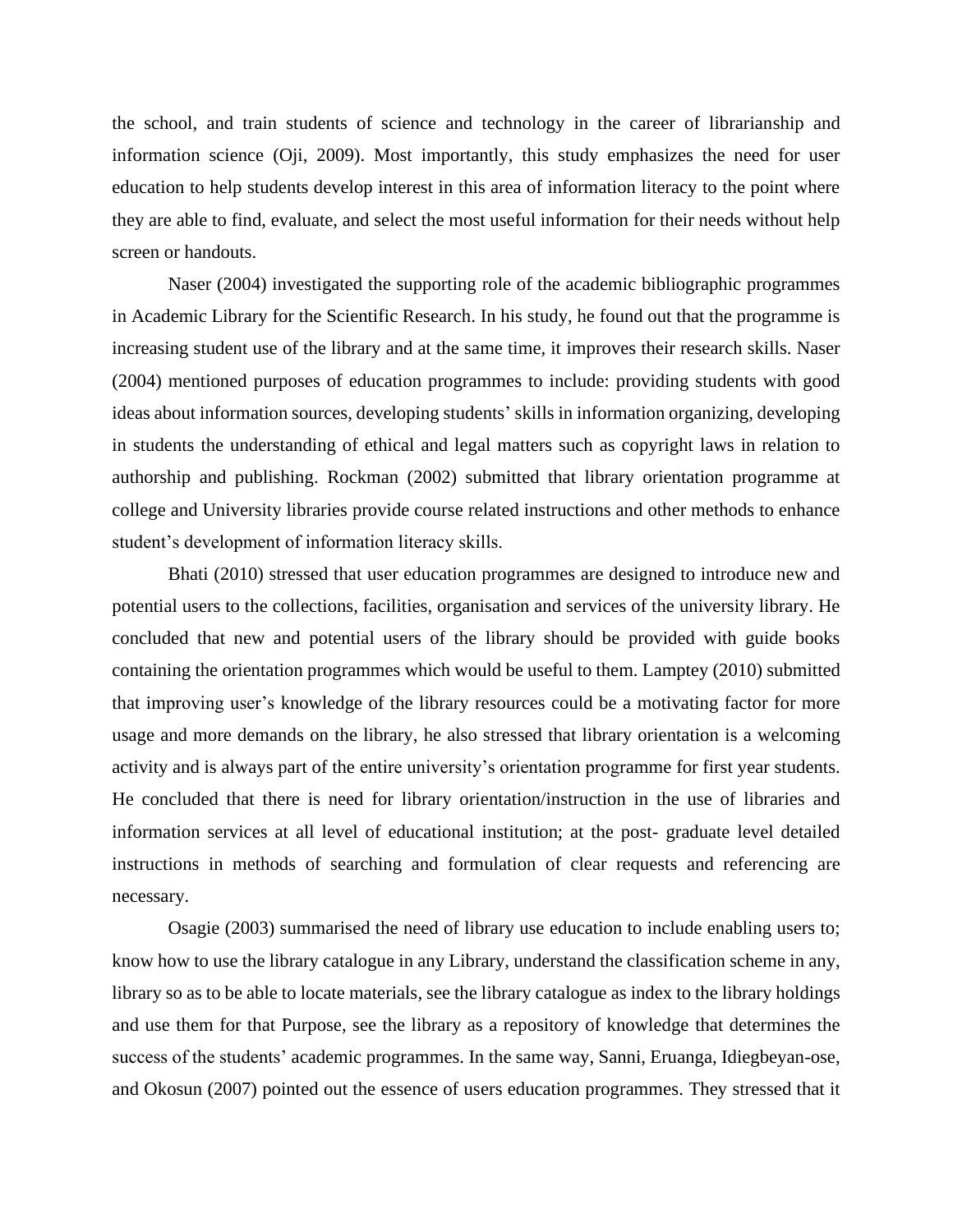the school, and train students of science and technology in the career of librarianship and information science (Oji, 2009). Most importantly, this study emphasizes the need for user education to help students develop interest in this area of information literacy to the point where they are able to find, evaluate, and select the most useful information for their needs without help screen or handouts.

Naser (2004) investigated the supporting role of the academic bibliographic programmes in Academic Library for the Scientific Research. In his study, he found out that the programme is increasing student use of the library and at the same time, it improves their research skills. Naser (2004) mentioned purposes of education programmes to include: providing students with good ideas about information sources, developing students' skills in information organizing, developing in students the understanding of ethical and legal matters such as copyright laws in relation to authorship and publishing. Rockman (2002) submitted that library orientation programme at college and University libraries provide course related instructions and other methods to enhance student's development of information literacy skills.

Bhati (2010) stressed that user education programmes are designed to introduce new and potential users to the collections, facilities, organisation and services of the university library. He concluded that new and potential users of the library should be provided with guide books containing the orientation programmes which would be useful to them. Lamptey (2010) submitted that improving user's knowledge of the library resources could be a motivating factor for more usage and more demands on the library, he also stressed that library orientation is a welcoming activity and is always part of the entire university's orientation programme for first year students. He concluded that there is need for library orientation/instruction in the use of libraries and information services at all level of educational institution; at the post- graduate level detailed instructions in methods of searching and formulation of clear requests and referencing are necessary.

Osagie (2003) summarised the need of library use education to include enabling users to; know how to use the library catalogue in any Library, understand the classification scheme in any, library so as to be able to locate materials, see the library catalogue as index to the library holdings and use them for that Purpose, see the library as a repository of knowledge that determines the success of the students' academic programmes. In the same way, Sanni, Eruanga, Idiegbeyan-ose, and Okosun (2007) pointed out the essence of users education programmes. They stressed that it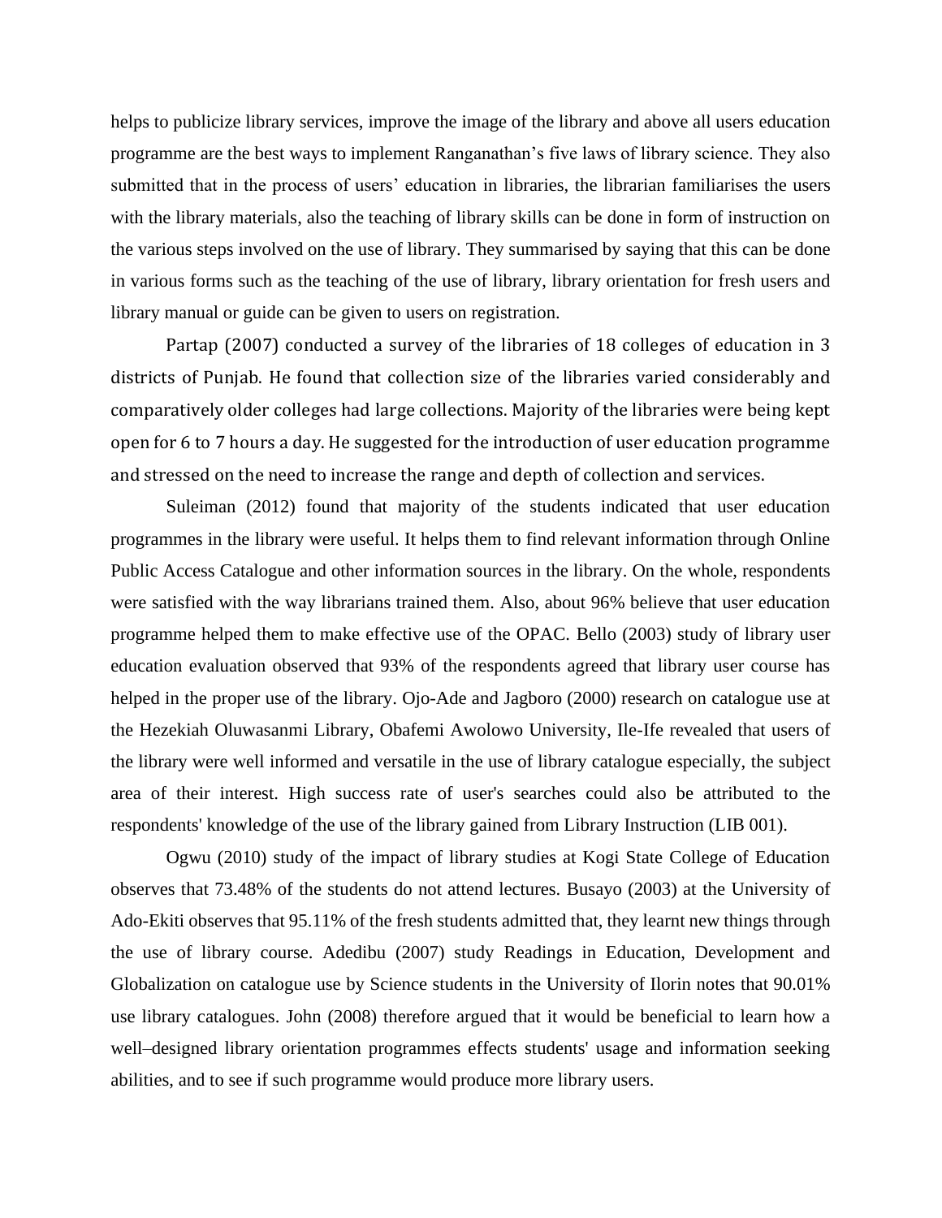helps to publicize library services, improve the image of the library and above all users education programme are the best ways to implement Ranganathan's five laws of library science. They also submitted that in the process of users' education in libraries, the librarian familiarises the users with the library materials, also the teaching of library skills can be done in form of instruction on the various steps involved on the use of library. They summarised by saying that this can be done in various forms such as the teaching of the use of library, library orientation for fresh users and library manual or guide can be given to users on registration.

Partap (2007) conducted a survey of the libraries of 18 colleges of education in 3 districts of Punjab. He found that collection size of the libraries varied considerably and comparatively older colleges had large collections. Majority of the libraries were being kept open for 6 to 7 hours a day. He suggested for the introduction of user education programme and stressed on the need to increase the range and depth of collection and services.

Suleiman (2012) found that majority of the students indicated that user education programmes in the library were useful. It helps them to find relevant information through Online Public Access Catalogue and other information sources in the library. On the whole, respondents were satisfied with the way librarians trained them. Also, about 96% believe that user education programme helped them to make effective use of the OPAC. Bello (2003) study of library user education evaluation observed that 93% of the respondents agreed that library user course has helped in the proper use of the library. Ojo-Ade and Jagboro (2000) research on catalogue use at the Hezekiah Oluwasanmi Library, Obafemi Awolowo University, Ile-Ife revealed that users of the library were well informed and versatile in the use of library catalogue especially, the subject area of their interest. High success rate of user's searches could also be attributed to the respondents' knowledge of the use of the library gained from Library Instruction (LIB 001).

Ogwu (2010) study of the impact of library studies at Kogi State College of Education observes that 73.48% of the students do not attend lectures. Busayo (2003) at the University of Ado-Ekiti observes that 95.11% of the fresh students admitted that, they learnt new things through the use of library course. Adedibu (2007) study Readings in Education, Development and Globalization on catalogue use by Science students in the University of Ilorin notes that 90.01% use library catalogues. John (2008) therefore argued that it would be beneficial to learn how a well–designed library orientation programmes effects students' usage and information seeking abilities, and to see if such programme would produce more library users.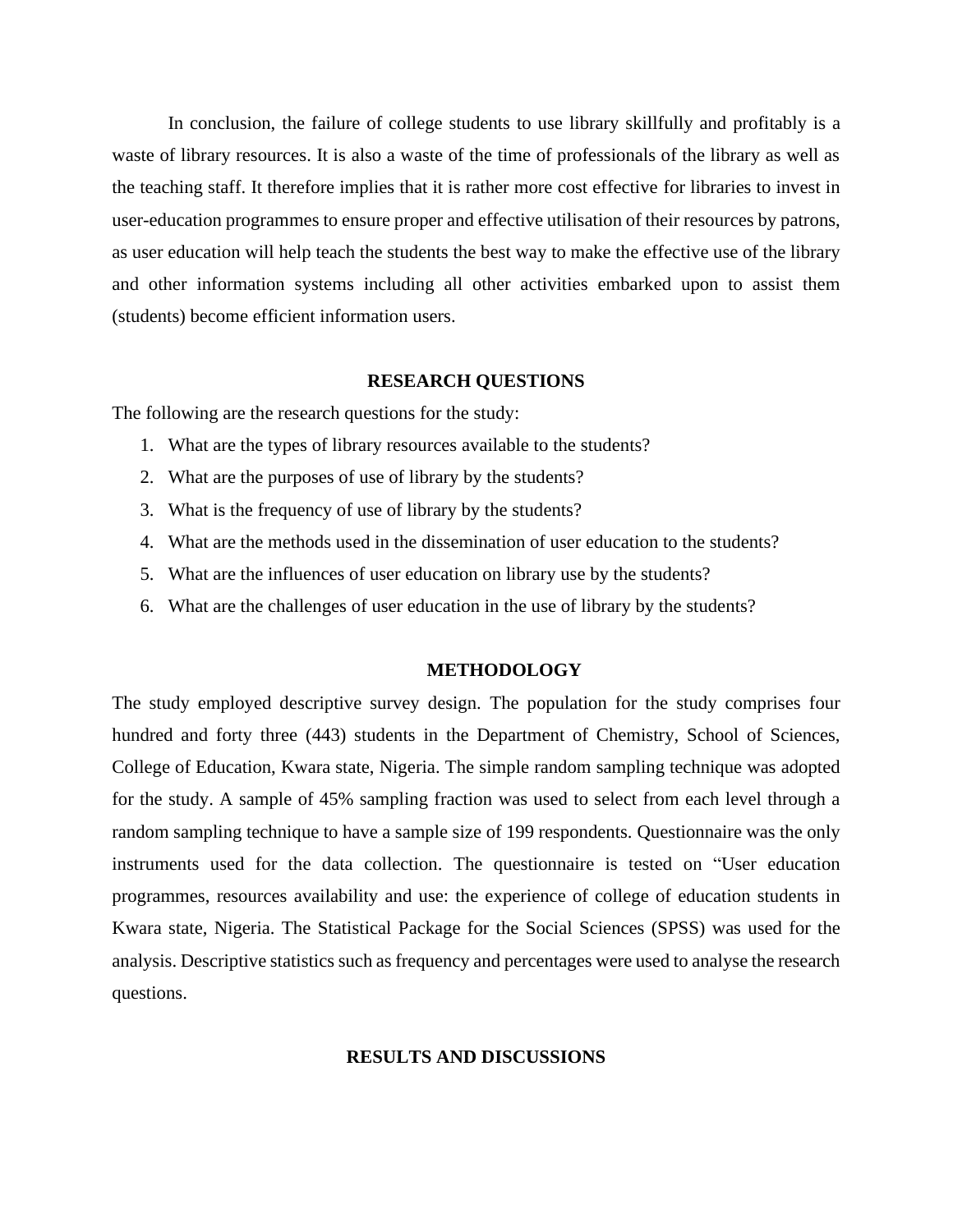In conclusion, the failure of college students to use library skillfully and profitably is a waste of library resources. It is also a waste of the time of professionals of the library as well as the teaching staff. It therefore implies that it is rather more cost effective for libraries to invest in user-education programmes to ensure proper and effective utilisation of their resources by patrons, as user education will help teach the students the best way to make the effective use of the library and other information systems including all other activities embarked upon to assist them (students) become efficient information users.

## RESEARCH QUESTIONS

The following are the research questions for the study:

1. What are the types of library resources available to the students?
2. What are the purposes of use of library by the students?
3. What is the frequency of use of library by the students?
4. What are the methods used in the dissemination of user education to the students?
5. What are the influences of user education on library use by the students?
6. What are the challenges of user education in the use of library by the students?

## METHODOLOGY

The study employed descriptive survey design. The population for the study comprises four hundred and forty three (443) students in the Department of Chemistry, School of Sciences, College of Education, Kwara state, Nigeria. The simple random sampling technique was adopted for the study. A sample of 45% sampling fraction was used to select from each level through a random sampling technique to have a sample size of 199 respondents. Questionnaire was the only instruments used for the data collection. The questionnaire is tested on "User education programmes, resources availability and use: the experience of college of education students in Kwara state, Nigeria. The Statistical Package for the Social Sciences (SPSS) was used for the analysis. Descriptive statistics such as frequency and percentages were used to analyse the research questions.

## RESULTS AND DISCUSSIONS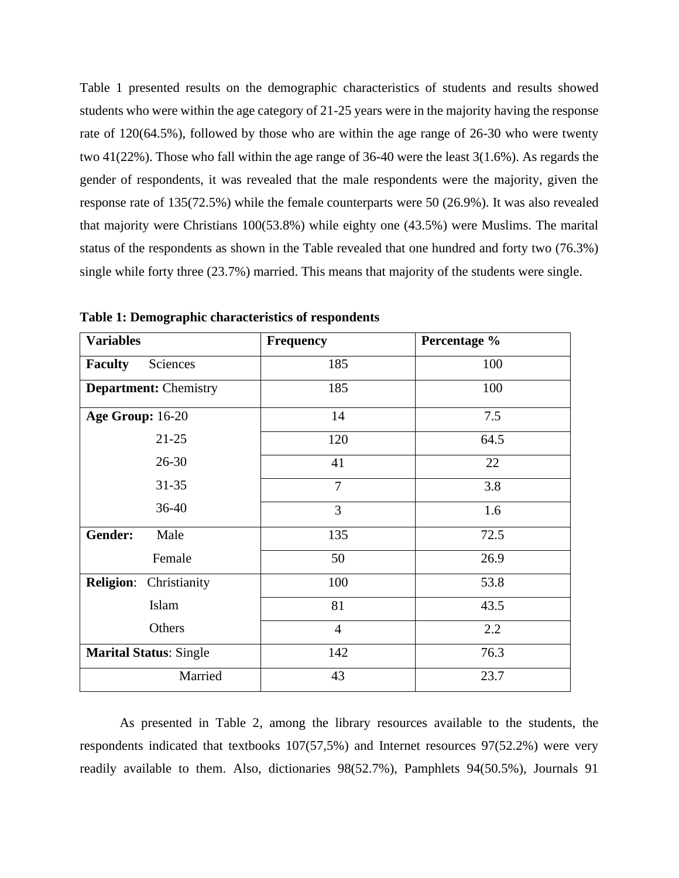Table 1 presented results on the demographic characteristics of students and results showed students who were within the age category of 21-25 years were in the majority having the response rate of 120(64.5%), followed by those who are within the age range of 26-30 who were twenty two 41(22%). Those who fall within the age range of 36-40 were the least 3(1.6%). As regards the gender of respondents, it was revealed that the male respondents were the majority, given the response rate of 135(72.5%) while the female counterparts were 50 (26.9%). It was also revealed that majority were Christians 100(53.8%) while eighty one (43.5%) were Muslims. The marital status of the respondents as shown in the Table revealed that one hundred and forty two (76.3%) single while forty three (23.7%) married. This means that majority of the students were single.

**Table 1: Demographic characteristics of respondents**

| **Variables** | **Frequency** | **Percentage %** |
|---|---|---|
| **Faculty** Sciences | 185 | 100 |
| **Department:** Chemistry | 185 | 100 |
| **Age Group:** 16-20 | 14 | 7.5 |
| 21-25 | 120 | 64.5 |
| 26-30 | 41 | 22 |
| 31-35 | 7 | 3.8 |
| 36-40 | 3 | 1.6 |
| **Gender:** Male | 135 | 72.5 |
| Female | 50 | 26.9 |
| **Religion**: Christianity | 100 | 53.8 |
| Islam | 81 | 43.5 |
| Others | 4 | 2.2 |
| **Marital Status**: Single | 142 | 76.3 |
| Married | 43 | 23.7 |

As presented in Table 2, among the library resources available to the students, the respondents indicated that textbooks 107(57,5%) and Internet resources 97(52.2%) were very readily available to them. Also, dictionaries 98(52.7%), Pamphlets 94(50.5%), Journals 91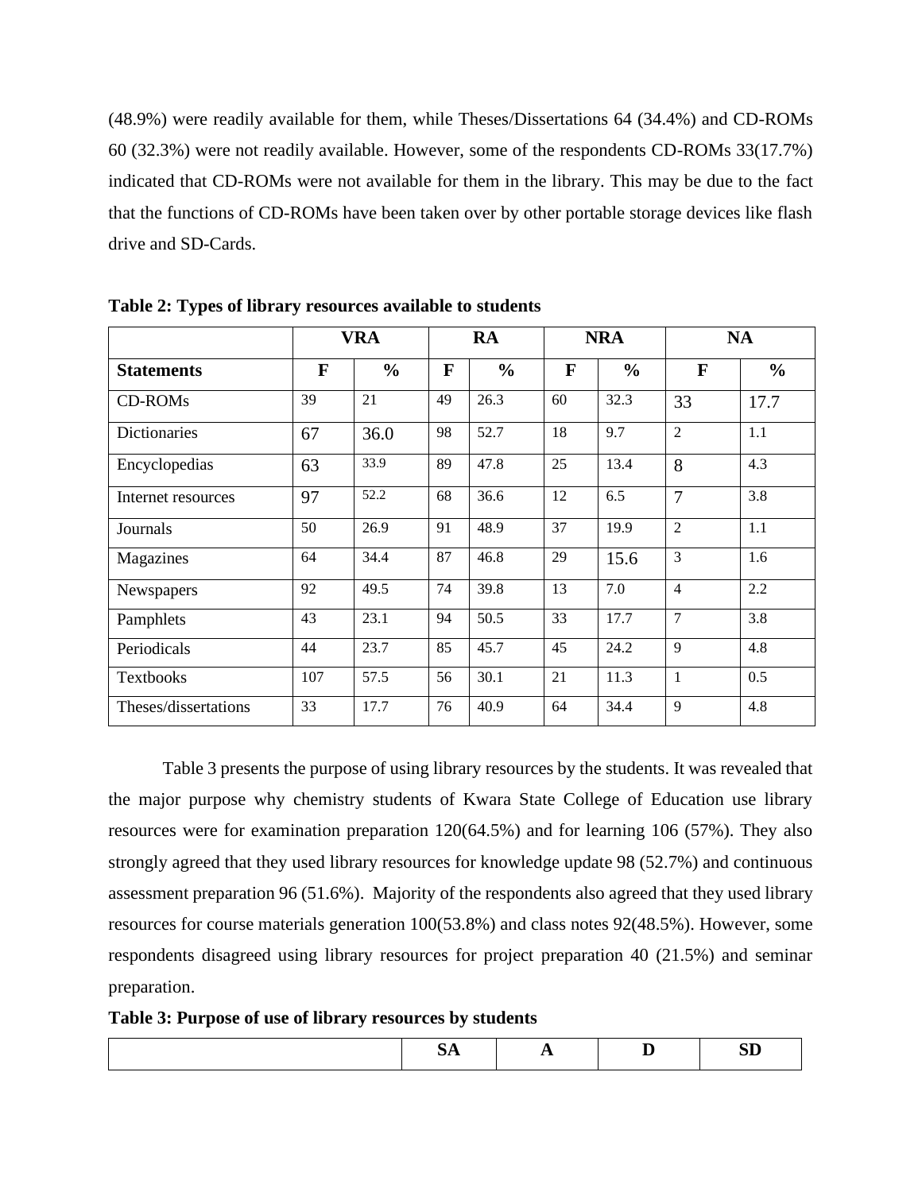(48.9%) were readily available for them, while Theses/Dissertations 64 (34.4%) and CD-ROMs 60 (32.3%) were not readily available. However, some of the respondents CD-ROMs 33(17.7%) indicated that CD-ROMs were not available for them in the library. This may be due to the fact that the functions of CD-ROMs have been taken over by other portable storage devices like flash drive and SD-Cards.

**Table 2: Types of library resources available to students**

| | VRA | | RA | | NRA | | NA | |
|---|---|---|---|---|---|---|---|---|
| **Statements** | **F** | **%** | **F** | **%** | **F** | **%** | **F** | **%** |
| CD-ROMs | 39 | 21 | 49 | 26.3 | 60 | 32.3 | 33 | 17.7 |
| Dictionaries | 67 | 36.0 | 98 | 52.7 | 18 | 9.7 | 2 | 1.1 |
| Encyclopedias | 63 | 33.9 | 89 | 47.8 | 25 | 13.4 | 8 | 4.3 |
| Internet resources | 97 | 52.2 | 68 | 36.6 | 12 | 6.5 | 7 | 3.8 |
| Journals | 50 | 26.9 | 91 | 48.9 | 37 | 19.9 | 2 | 1.1 |
| Magazines | 64 | 34.4 | 87 | 46.8 | 29 | 15.6 | 3 | 1.6 |
| Newspapers | 92 | 49.5 | 74 | 39.8 | 13 | 7.0 | 4 | 2.2 |
| Pamphlets | 43 | 23.1 | 94 | 50.5 | 33 | 17.7 | 7 | 3.8 |
| Periodicals | 44 | 23.7 | 85 | 45.7 | 45 | 24.2 | 9 | 4.8 |
| Textbooks | 107 | 57.5 | 56 | 30.1 | 21 | 11.3 | 1 | 0.5 |
| Theses/dissertations | 33 | 17.7 | 76 | 40.9 | 64 | 34.4 | 9 | 4.8 |

Table 3 presents the purpose of using library resources by the students. It was revealed that the major purpose why chemistry students of Kwara State College of Education use library resources were for examination preparation 120(64.5%) and for learning 106 (57%). They also strongly agreed that they used library resources for knowledge update 98 (52.7%) and continuous assessment preparation 96 (51.6%). Majority of the respondents also agreed that they used library resources for course materials generation 100(53.8%) and class notes 92(48.5%). However, some respondents disagreed using library resources for project preparation 40 (21.5%) and seminar preparation.

**Table 3: Purpose of use of library resources by students**

| | SA | A | D | SD |
|---|---|---|---|---|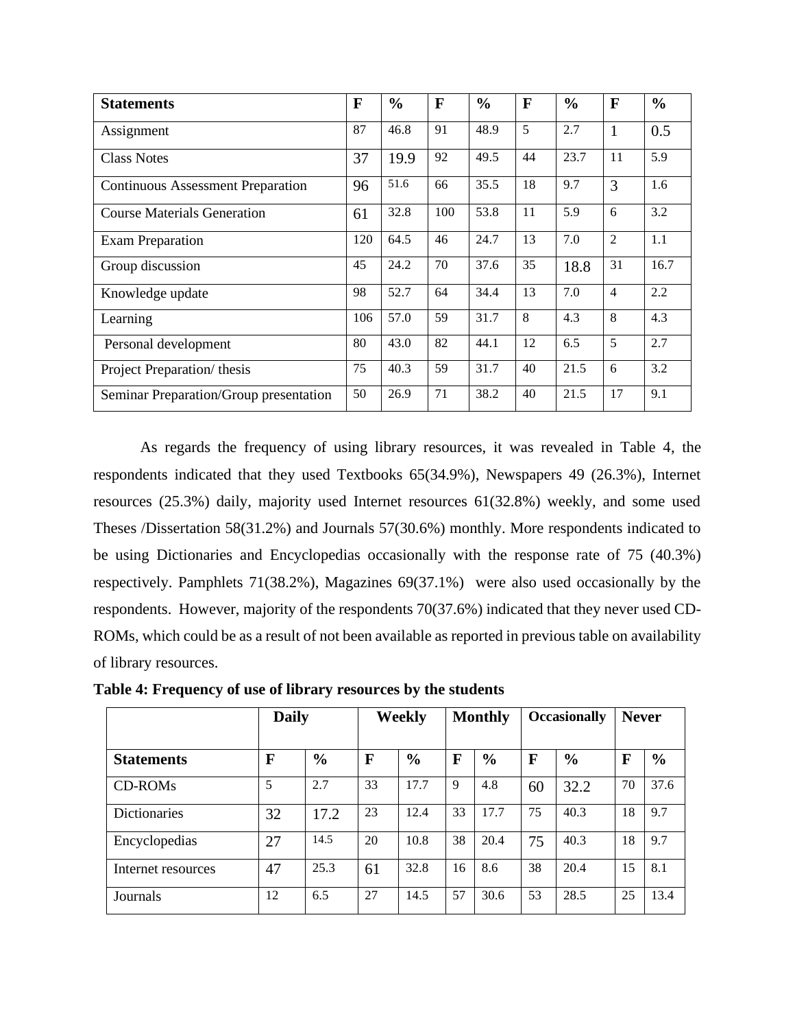| Statements | F | % | F | % | F | % | F | % |
|---|---|---|---|---|---|---|---|---|
| Assignment | 87 | 46.8 | 91 | 48.9 | 5 | 2.7 | 1 | 0.5 |
| Class Notes | 37 | 19.9 | 92 | 49.5 | 44 | 23.7 | 11 | 5.9 |
| Continuous Assessment Preparation | 96 | 51.6 | 66 | 35.5 | 18 | 9.7 | 3 | 1.6 |
| Course Materials Generation | 61 | 32.8 | 100 | 53.8 | 11 | 5.9 | 6 | 3.2 |
| Exam Preparation | 120 | 64.5 | 46 | 24.7 | 13 | 7.0 | 2 | 1.1 |
| Group discussion | 45 | 24.2 | 70 | 37.6 | 35 | 18.8 | 31 | 16.7 |
| Knowledge update | 98 | 52.7 | 64 | 34.4 | 13 | 7.0 | 4 | 2.2 |
| Learning | 106 | 57.0 | 59 | 31.7 | 8 | 4.3 | 8 | 4.3 |
| Personal development | 80 | 43.0 | 82 | 44.1 | 12 | 6.5 | 5 | 2.7 |
| Project Preparation/ thesis | 75 | 40.3 | 59 | 31.7 | 40 | 21.5 | 6 | 3.2 |
| Seminar Preparation/Group presentation | 50 | 26.9 | 71 | 38.2 | 40 | 21.5 | 17 | 9.1 |

As regards the frequency of using library resources, it was revealed in Table 4, the respondents indicated that they used Textbooks 65(34.9%), Newspapers 49 (26.3%), Internet resources (25.3%) daily, majority used Internet resources 61(32.8%) weekly, and some used Theses /Dissertation 58(31.2%) and Journals 57(30.6%) monthly. More respondents indicated to be using Dictionaries and Encyclopedias occasionally with the response rate of 75 (40.3%) respectively. Pamphlets 71(38.2%), Magazines 69(37.1%) were also used occasionally by the respondents. However, majority of the respondents 70(37.6%) indicated that they never used CD-ROMs, which could be as a result of not been available as reported in previous table on availability of library resources.

**Table 4: Frequency of use of library resources by the students**

| | Daily | | Weekly | | Monthly | | Occasionally | | Never | |
|---|---|---|---|---|---|---|---|---|---|---|
| **Statements** | **F** | **%** | **F** | **%** | **F** | **%** | **F** | **%** | **F** | **%** |
| CD-ROMs | 5 | 2.7 | 33 | 17.7 | 9 | 4.8 | 60 | 32.2 | 70 | 37.6 |
| Dictionaries | 32 | 17.2 | 23 | 12.4 | 33 | 17.7 | 75 | 40.3 | 18 | 9.7 |
| Encyclopedias | 27 | 14.5 | 20 | 10.8 | 38 | 20.4 | 75 | 40.3 | 18 | 9.7 |
| Internet resources | 47 | 25.3 | 61 | 32.8 | 16 | 8.6 | 38 | 20.4 | 15 | 8.1 |
| Journals | 12 | 6.5 | 27 | 14.5 | 57 | 30.6 | 53 | 28.5 | 25 | 13.4 |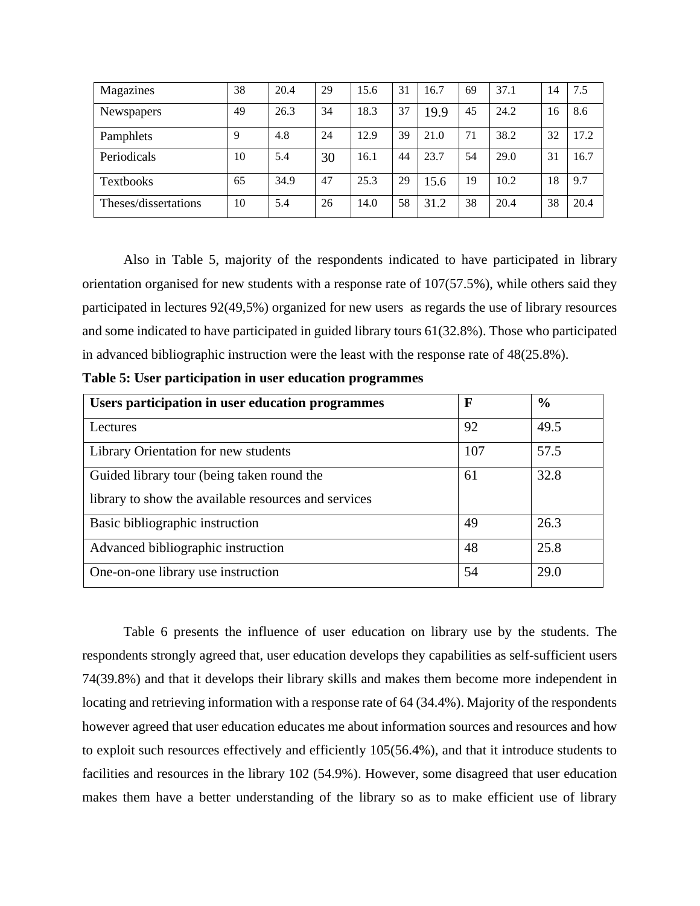| Magazines | 38 | 20.4 | 29 | 15.6 | 31 | 16.7 | 69 | 37.1 | 14 | 7.5 |
|---|---|---|---|---|---|---|---|---|---|---|
| Newspapers | 49 | 26.3 | 34 | 18.3 | 37 | 19.9 | 45 | 24.2 | 16 | 8.6 |
| Pamphlets | 9 | 4.8 | 24 | 12.9 | 39 | 21.0 | 71 | 38.2 | 32 | 17.2 |
| Periodicals | 10 | 5.4 | 30 | 16.1 | 44 | 23.7 | 54 | 29.0 | 31 | 16.7 |
| Textbooks | 65 | 34.9 | 47 | 25.3 | 29 | 15.6 | 19 | 10.2 | 18 | 9.7 |
| Theses/dissertations | 10 | 5.4 | 26 | 14.0 | 58 | 31.2 | 38 | 20.4 | 38 | 20.4 |

Also in Table 5, majority of the respondents indicated to have participated in library orientation organised for new students with a response rate of 107(57.5%), while others said they participated in lectures 92(49,5%) organized for new users as regards the use of library resources and some indicated to have participated in guided library tours 61(32.8%). Those who participated in advanced bibliographic instruction were the least with the response rate of 48(25.8%).

**Table 5: User participation in user education programmes**

| Users participation in user education programmes | F | % |
|---|---|---|
| Lectures | 92 | 49.5 |
| Library Orientation for new students | 107 | 57.5 |
| Guided library tour (being taken round the library to show the available resources and services | 61 | 32.8 |
| Basic bibliographic instruction | 49 | 26.3 |
| Advanced bibliographic instruction | 48 | 25.8 |
| One-on-one library use instruction | 54 | 29.0 |

Table 6 presents the influence of user education on library use by the students. The respondents strongly agreed that, user education develops they capabilities as self-sufficient users 74(39.8%) and that it develops their library skills and makes them become more independent in locating and retrieving information with a response rate of 64 (34.4%). Majority of the respondents however agreed that user education educates me about information sources and resources and how to exploit such resources effectively and efficiently 105(56.4%), and that it introduce students to facilities and resources in the library 102 (54.9%). However, some disagreed that user education makes them have a better understanding of the library so as to make efficient use of library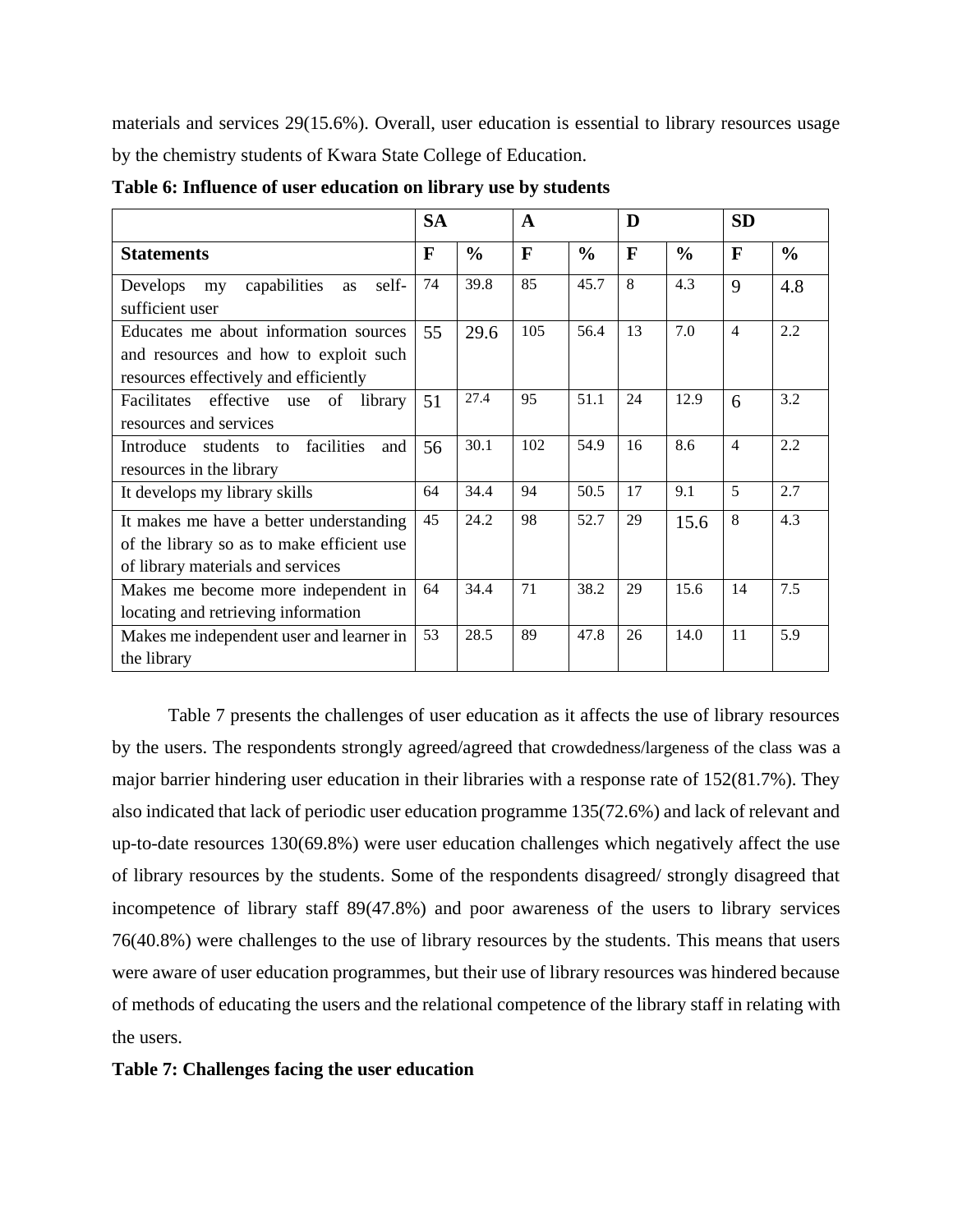materials and services 29(15.6%). Overall, user education is essential to library resources usage by the chemistry students of Kwara State College of Education.

**Table 6: Influence of user education on library use by students**

| | SA | | A | | D | | SD | |
|---|---|---|---|---|---|---|---|---|
| **Statements** | **F** | **%** | **F** | **%** | **F** | **%** | **F** | **%** |
| Develops my capabilities as self-sufficient user | 74 | 39.8 | 85 | 45.7 | 8 | 4.3 | 9 | 4.8 |
| Educates me about information sources and resources and how to exploit such resources effectively and efficiently | 55 | 29.6 | 105 | 56.4 | 13 | 7.0 | 4 | 2.2 |
| Facilitates effective use of library resources and services | 51 | 27.4 | 95 | 51.1 | 24 | 12.9 | 6 | 3.2 |
| Introduce students to facilities and resources in the library | 56 | 30.1 | 102 | 54.9 | 16 | 8.6 | 4 | 2.2 |
| It develops my library skills | 64 | 34.4 | 94 | 50.5 | 17 | 9.1 | 5 | 2.7 |
| It makes me have a better understanding of the library so as to make efficient use of library materials and services | 45 | 24.2 | 98 | 52.7 | 29 | 15.6 | 8 | 4.3 |
| Makes me become more independent in locating and retrieving information | 64 | 34.4 | 71 | 38.2 | 29 | 15.6 | 14 | 7.5 |
| Makes me independent user and learner in the library | 53 | 28.5 | 89 | 47.8 | 26 | 14.0 | 11 | 5.9 |

Table 7 presents the challenges of user education as it affects the use of library resources by the users. The respondents strongly agreed/agreed that crowdedness/largeness of the class was a major barrier hindering user education in their libraries with a response rate of 152(81.7%). They also indicated that lack of periodic user education programme 135(72.6%) and lack of relevant and up-to-date resources 130(69.8%) were user education challenges which negatively affect the use of library resources by the students. Some of the respondents disagreed/ strongly disagreed that incompetence of library staff 89(47.8%) and poor awareness of the users to library services 76(40.8%) were challenges to the use of library resources by the students. This means that users were aware of user education programmes, but their use of library resources was hindered because of methods of educating the users and the relational competence of the library staff in relating with the users.

**Table 7: Challenges facing the user education**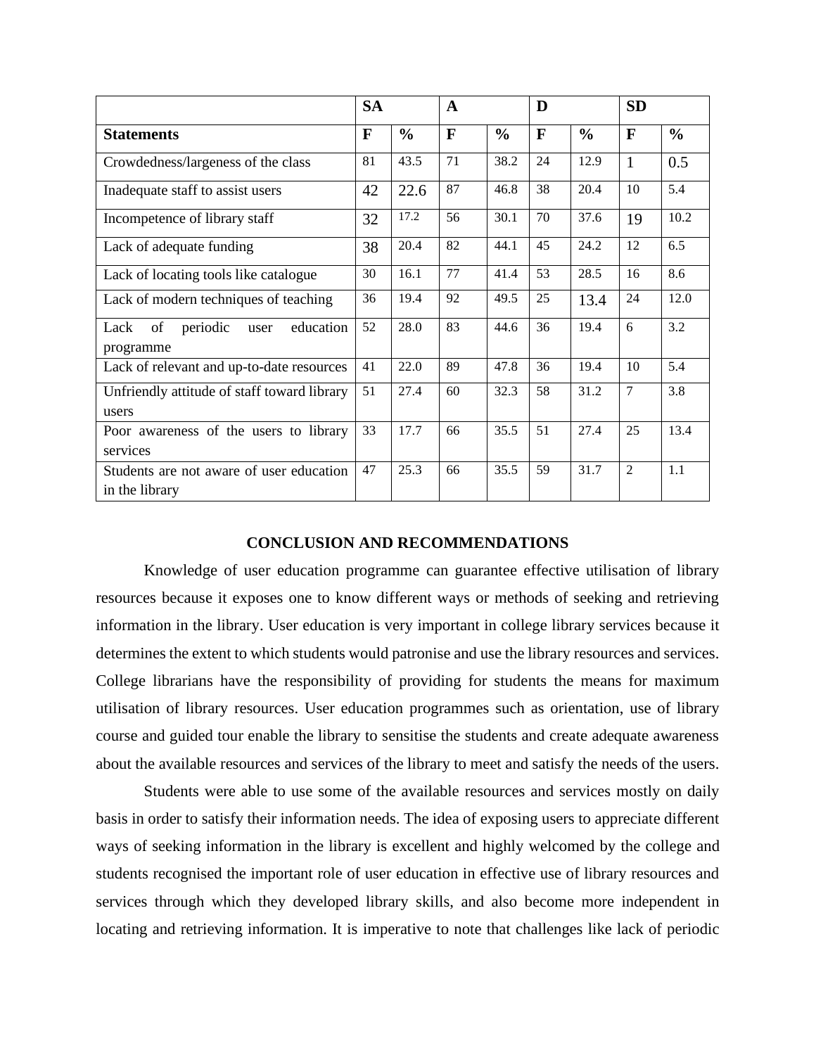| | SA | | A | | D | | SD | |
|---|---|---|---|---|---|---|---|---|
| **Statements** | **F** | **%** | **F** | **%** | **F** | **%** | **F** | **%** |
| Crowdedness/largeness of the class | 81 | 43.5 | 71 | 38.2 | 24 | 12.9 | 1 | 0.5 |
| Inadequate staff to assist users | 42 | 22.6 | 87 | 46.8 | 38 | 20.4 | 10 | 5.4 |
| Incompetence of library staff | 32 | 17.2 | 56 | 30.1 | 70 | 37.6 | 19 | 10.2 |
| Lack of adequate funding | 38 | 20.4 | 82 | 44.1 | 45 | 24.2 | 12 | 6.5 |
| Lack of locating tools like catalogue | 30 | 16.1 | 77 | 41.4 | 53 | 28.5 | 16 | 8.6 |
| Lack of modern techniques of teaching | 36 | 19.4 | 92 | 49.5 | 25 | 13.4 | 24 | 12.0 |
| Lack of periodic user education programme | 52 | 28.0 | 83 | 44.6 | 36 | 19.4 | 6 | 3.2 |
| Lack of relevant and up-to-date resources | 41 | 22.0 | 89 | 47.8 | 36 | 19.4 | 10 | 5.4 |
| Unfriendly attitude of staff toward library users | 51 | 27.4 | 60 | 32.3 | 58 | 31.2 | 7 | 3.8 |
| Poor awareness of the users to library services | 33 | 17.7 | 66 | 35.5 | 51 | 27.4 | 25 | 13.4 |
| Students are not aware of user education in the library | 47 | 25.3 | 66 | 35.5 | 59 | 31.7 | 2 | 1.1 |

## CONCLUSION AND RECOMMENDATIONS

Knowledge of user education programme can guarantee effective utilisation of library resources because it exposes one to know different ways or methods of seeking and retrieving information in the library. User education is very important in college library services because it determines the extent to which students would patronise and use the library resources and services. College librarians have the responsibility of providing for students the means for maximum utilisation of library resources. User education programmes such as orientation, use of library course and guided tour enable the library to sensitise the students and create adequate awareness about the available resources and services of the library to meet and satisfy the needs of the users.

Students were able to use some of the available resources and services mostly on daily basis in order to satisfy their information needs. The idea of exposing users to appreciate different ways of seeking information in the library is excellent and highly welcomed by the college and students recognised the important role of user education in effective use of library resources and services through which they developed library skills, and also become more independent in locating and retrieving information. It is imperative to note that challenges like lack of periodic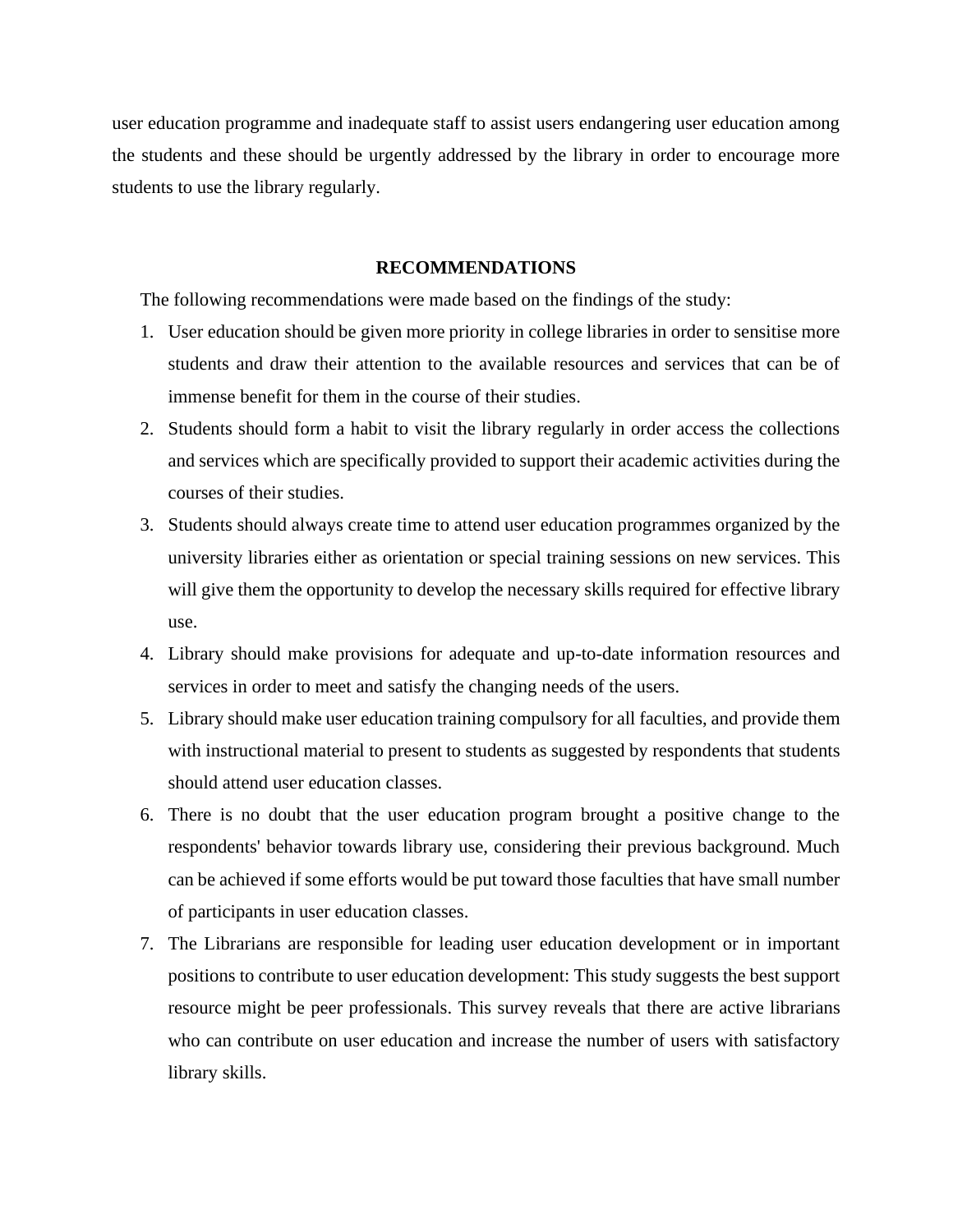user education programme and inadequate staff to assist users endangering user education among the students and these should be urgently addressed by the library in order to encourage more students to use the library regularly.

## RECOMMENDATIONS

The following recommendations were made based on the findings of the study:

1. User education should be given more priority in college libraries in order to sensitise more students and draw their attention to the available resources and services that can be of immense benefit for them in the course of their studies.
2. Students should form a habit to visit the library regularly in order access the collections and services which are specifically provided to support their academic activities during the courses of their studies.
3. Students should always create time to attend user education programmes organized by the university libraries either as orientation or special training sessions on new services. This will give them the opportunity to develop the necessary skills required for effective library use.
4. Library should make provisions for adequate and up-to-date information resources and services in order to meet and satisfy the changing needs of the users.
5. Library should make user education training compulsory for all faculties, and provide them with instructional material to present to students as suggested by respondents that students should attend user education classes.
6. There is no doubt that the user education program brought a positive change to the respondents' behavior towards library use, considering their previous background. Much can be achieved if some efforts would be put toward those faculties that have small number of participants in user education classes.
7. The Librarians are responsible for leading user education development or in important positions to contribute to user education development: This study suggests the best support resource might be peer professionals. This survey reveals that there are active librarians who can contribute on user education and increase the number of users with satisfactory library skills.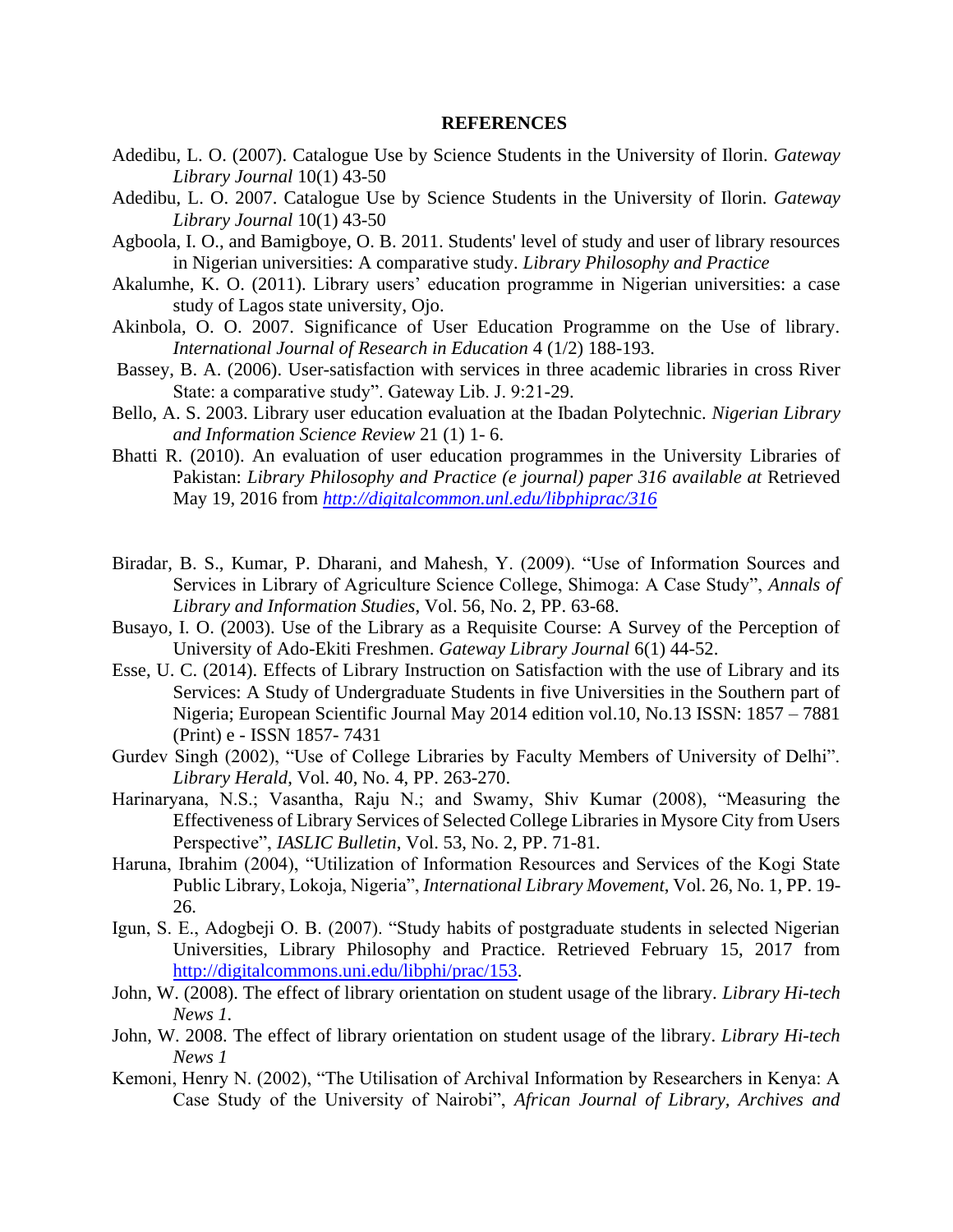## REFERENCES

Adedibu, L. O. (2007). Catalogue Use by Science Students in the University of Ilorin. *Gateway Library Journal* 10(1) 43-50

Adedibu, L. O. 2007. Catalogue Use by Science Students in the University of Ilorin. *Gateway Library Journal* 10(1) 43-50

Agboola, I. O., and Bamigboye, O. B. 2011. Students' level of study and user of library resources in Nigerian universities: A comparative study. *Library Philosophy and Practice*

Akalumhe, K. O. (2011). Library users' education programme in Nigerian universities: a case study of Lagos state university, Ojo.

Akinbola, O. O. 2007. Significance of User Education Programme on the Use of library. *International Journal of Research in Education* 4 (1/2) 188-193.

Bassey, B. A. (2006). User-satisfaction with services in three academic libraries in cross River State: a comparative study". Gateway Lib. J. 9:21-29.

Bello, A. S. 2003. Library user education evaluation at the Ibadan Polytechnic. *Nigerian Library and Information Science Review* 21 (1) 1- 6.

Bhatti R. (2010). An evaluation of user education programmes in the University Libraries of Pakistan: *Library Philosophy and Practice (e journal) paper 316 available at* Retrieved May 19, 2016 from *http://digitalcommon.unl.edu/libphiprac/316*

Biradar, B. S., Kumar, P. Dharani, and Mahesh, Y. (2009). "Use of Information Sources and Services in Library of Agriculture Science College, Shimoga: A Case Study", *Annals of Library and Information Studies*, Vol. 56, No. 2, PP. 63-68.

Busayo, I. O. (2003). Use of the Library as a Requisite Course: A Survey of the Perception of University of Ado-Ekiti Freshmen. *Gateway Library Journal* 6(1) 44-52.

Esse, U. C. (2014). Effects of Library Instruction on Satisfaction with the use of Library and its Services: A Study of Undergraduate Students in five Universities in the Southern part of Nigeria; European Scientific Journal May 2014 edition vol.10, No.13 ISSN: 1857 – 7881 (Print) e - ISSN 1857- 7431

Gurdev Singh (2002), "Use of College Libraries by Faculty Members of University of Delhi". *Library Herald*, Vol. 40, No. 4, PP. 263-270.

Harinaryana, N.S.; Vasantha, Raju N.; and Swamy, Shiv Kumar (2008), "Measuring the Effectiveness of Library Services of Selected College Libraries in Mysore City from Users Perspective", *IASLIC Bulletin*, Vol. 53, No. 2, PP. 71-81.

Haruna, Ibrahim (2004), "Utilization of Information Resources and Services of the Kogi State Public Library, Lokoja, Nigeria", *International Library Movement*, Vol. 26, No. 1, PP. 19-26.

Igun, S. E., Adogbeji O. B. (2007). "Study habits of postgraduate students in selected Nigerian Universities, Library Philosophy and Practice. Retrieved February 15, 2017 from http://digitalcommons.uni.edu/libphi/prac/153.

John, W. (2008). The effect of library orientation on student usage of the library. *Library Hi-tech News 1.*

John, W. 2008. The effect of library orientation on student usage of the library. *Library Hi-tech News 1*

Kemoni, Henry N. (2002), "The Utilisation of Archival Information by Researchers in Kenya: A Case Study of the University of Nairobi", *African Journal of Library, Archives and*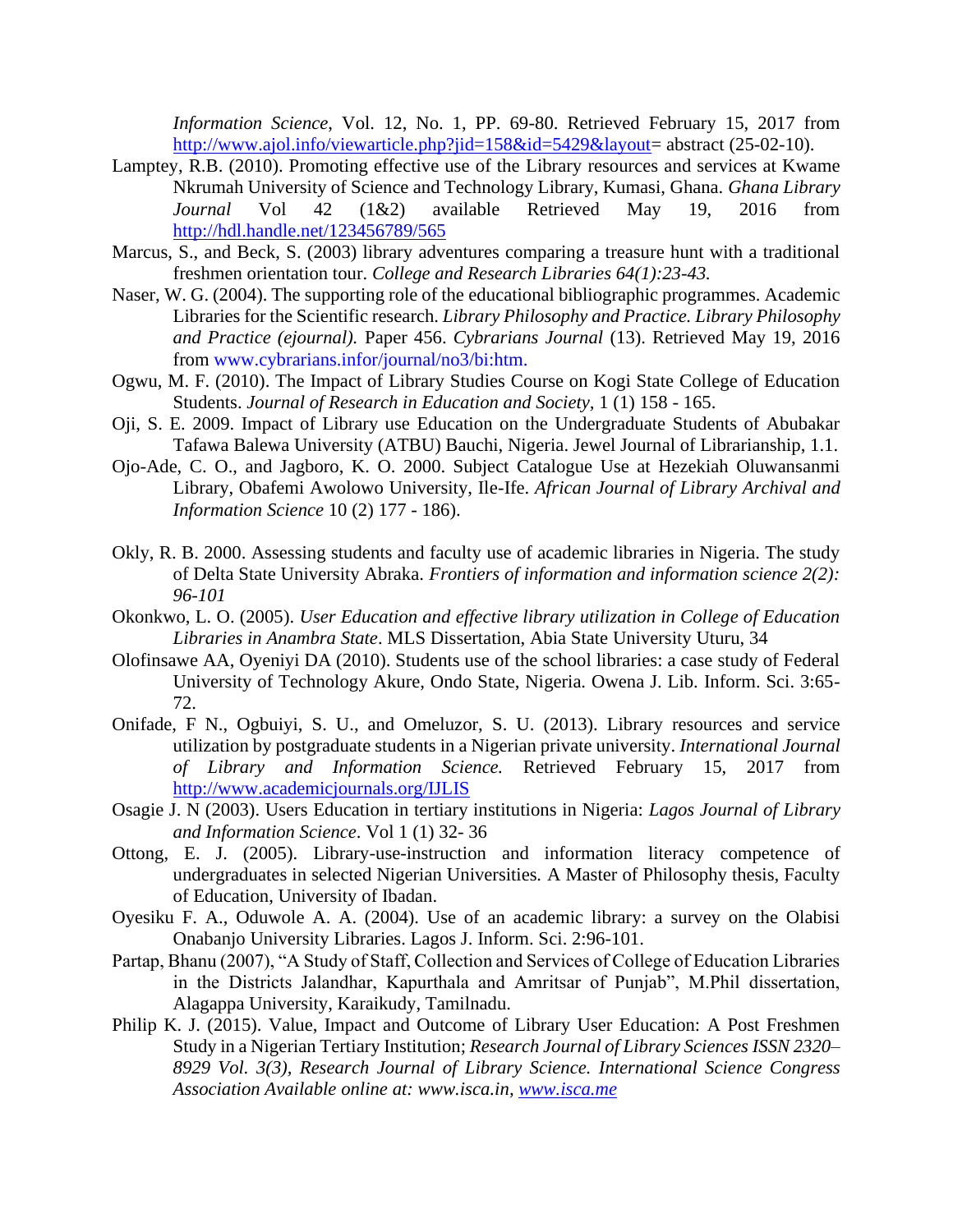*Information Science*, Vol. 12, No. 1, PP. 69-80. Retrieved February 15, 2017 from http://www.ajol.info/viewarticle.php?jid=158&id=5429&layout= abstract (25-02-10).

Lamptey, R.B. (2010). Promoting effective use of the Library resources and services at Kwame Nkrumah University of Science and Technology Library, Kumasi, Ghana. *Ghana Library Journal* Vol 42 (1&2) available Retrieved May 19, 2016 from http://hdl.handle.net/123456789/565

Marcus, S., and Beck, S. (2003) library adventures comparing a treasure hunt with a traditional freshmen orientation tour. *College and Research Libraries 64(1):23-43.*

Naser, W. G. (2004). The supporting role of the educational bibliographic programmes. Academic Libraries for the Scientific research. *Library Philosophy and Practice. Library Philosophy and Practice (ejournal).* Paper 456. *Cybrarians Journal* (13). Retrieved May 19, 2016 from www.cybrarians.infor/journal/no3/bi:htm.

Ogwu, M. F. (2010). The Impact of Library Studies Course on Kogi State College of Education Students. *Journal of Research in Education and Society,* 1 (1) 158 - 165.

Oji, S. E. 2009. Impact of Library use Education on the Undergraduate Students of Abubakar Tafawa Balewa University (ATBU) Bauchi, Nigeria. Jewel Journal of Librarianship, 1.1.

Ojo-Ade, C. O., and Jagboro, K. O. 2000. Subject Catalogue Use at Hezekiah Oluwansanmi Library, Obafemi Awolowo University, Ile-Ife. *African Journal of Library Archival and Information Science* 10 (2) 177 - 186).

Okly, R. B. 2000. Assessing students and faculty use of academic libraries in Nigeria. The study of Delta State University Abraka. *Frontiers of information and information science 2(2): 96-101*

Okonkwo, L. O. (2005). *User Education and effective library utilization in College of Education Libraries in Anambra State*. MLS Dissertation, Abia State University Uturu, 34

Olofinsawe AA, Oyeniyi DA (2010). Students use of the school libraries: a case study of Federal University of Technology Akure, Ondo State, Nigeria. Owena J. Lib. Inform. Sci. 3:65-72.

Onifade, F N., Ogbuiyi, S. U., and Omeluzor, S. U. (2013). Library resources and service utilization by postgraduate students in a Nigerian private university. *International Journal of Library and Information Science.* Retrieved February 15, 2017 from http://www.academicjournals.org/IJLIS

Osagie J. N (2003). Users Education in tertiary institutions in Nigeria: *Lagos Journal of Library and Information Science*. Vol 1 (1) 32- 36

Ottong, E. J. (2005). Library-use-instruction and information literacy competence of undergraduates in selected Nigerian Universities. A Master of Philosophy thesis, Faculty of Education, University of Ibadan.

Oyesiku F. A., Oduwole A. A. (2004). Use of an academic library: a survey on the Olabisi Onabanjo University Libraries. Lagos J. Inform. Sci. 2:96-101.

Partap, Bhanu (2007), "A Study of Staff, Collection and Services of College of Education Libraries in the Districts Jalandhar, Kapurthala and Amritsar of Punjab", M.Phil dissertation, Alagappa University, Karaikudy, Tamilnadu.

Philip K. J. (2015). Value, Impact and Outcome of Library User Education: A Post Freshmen Study in a Nigerian Tertiary Institution; *Research Journal of Library Sciences ISSN 2320–8929 Vol. 3(3), Research Journal of Library Science. International Science Congress Association Available online at: www.isca.in, www.isca.me*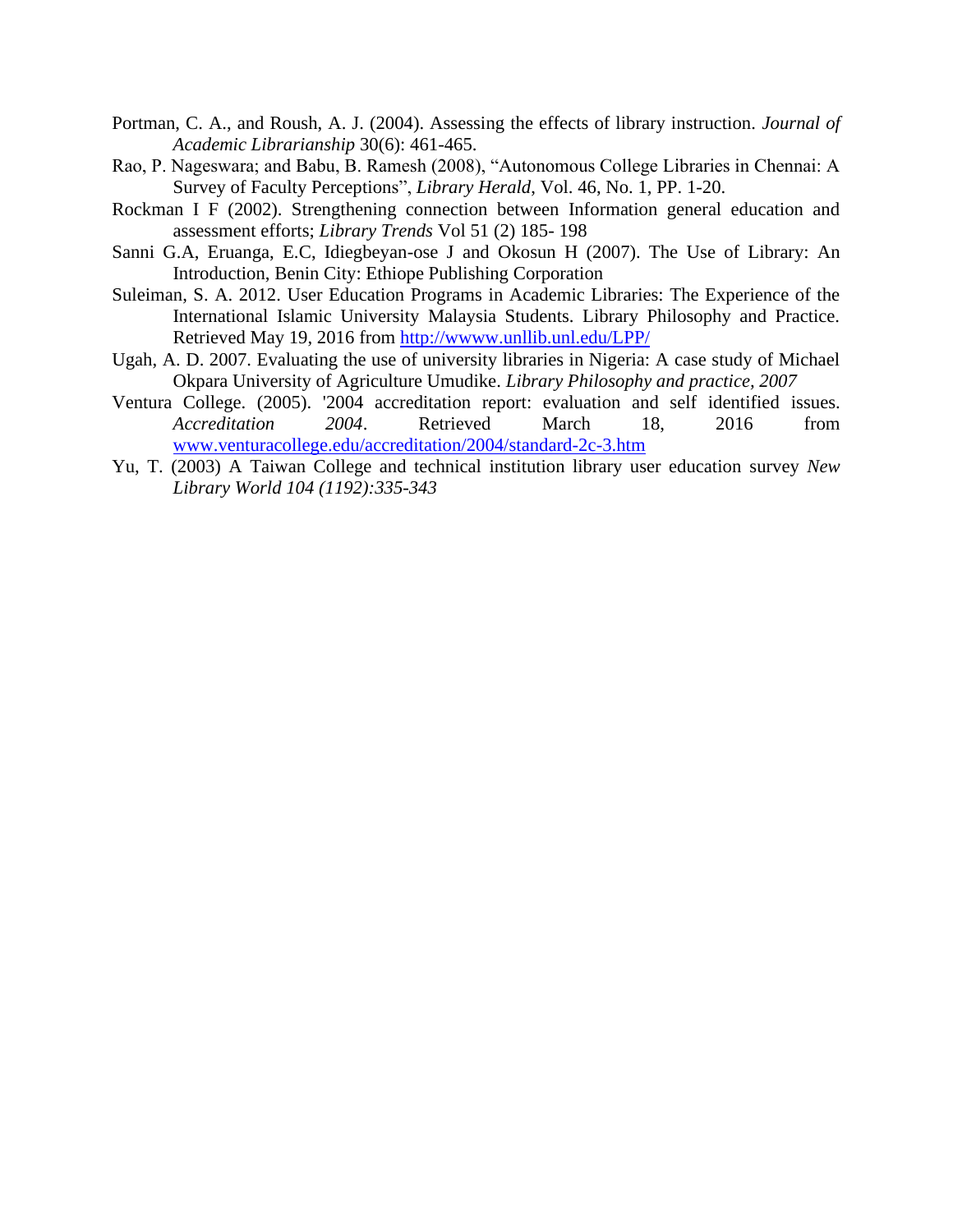Portman, C. A., and Roush, A. J. (2004). Assessing the effects of library instruction. *Journal of Academic Librarianship* 30(6): 461-465.

Rao, P. Nageswara; and Babu, B. Ramesh (2008), "Autonomous College Libraries in Chennai: A Survey of Faculty Perceptions", *Library Herald*, Vol. 46, No. 1, PP. 1-20.

Rockman I F (2002). Strengthening connection between Information general education and assessment efforts; *Library Trends* Vol 51 (2) 185- 198

Sanni G.A, Eruanga, E.C, Idiegbeyan-ose J and Okosun H (2007). The Use of Library: An Introduction, Benin City: Ethiope Publishing Corporation

Suleiman, S. A. 2012. User Education Programs in Academic Libraries: The Experience of the International Islamic University Malaysia Students. Library Philosophy and Practice. Retrieved May 19, 2016 from http://wwww.unllib.unl.edu/LPP/

Ugah, A. D. 2007. Evaluating the use of university libraries in Nigeria: A case study of Michael Okpara University of Agriculture Umudike. *Library Philosophy and practice, 2007*

Ventura College. (2005). '2004 accreditation report: evaluation and self identified issues. *Accreditation 2004*. Retrieved March 18, 2016 from www.venturacollege.edu/accreditation/2004/standard-2c-3.htm

Yu, T. (2003) A Taiwan College and technical institution library user education survey *New Library World 104 (1192):335-343*